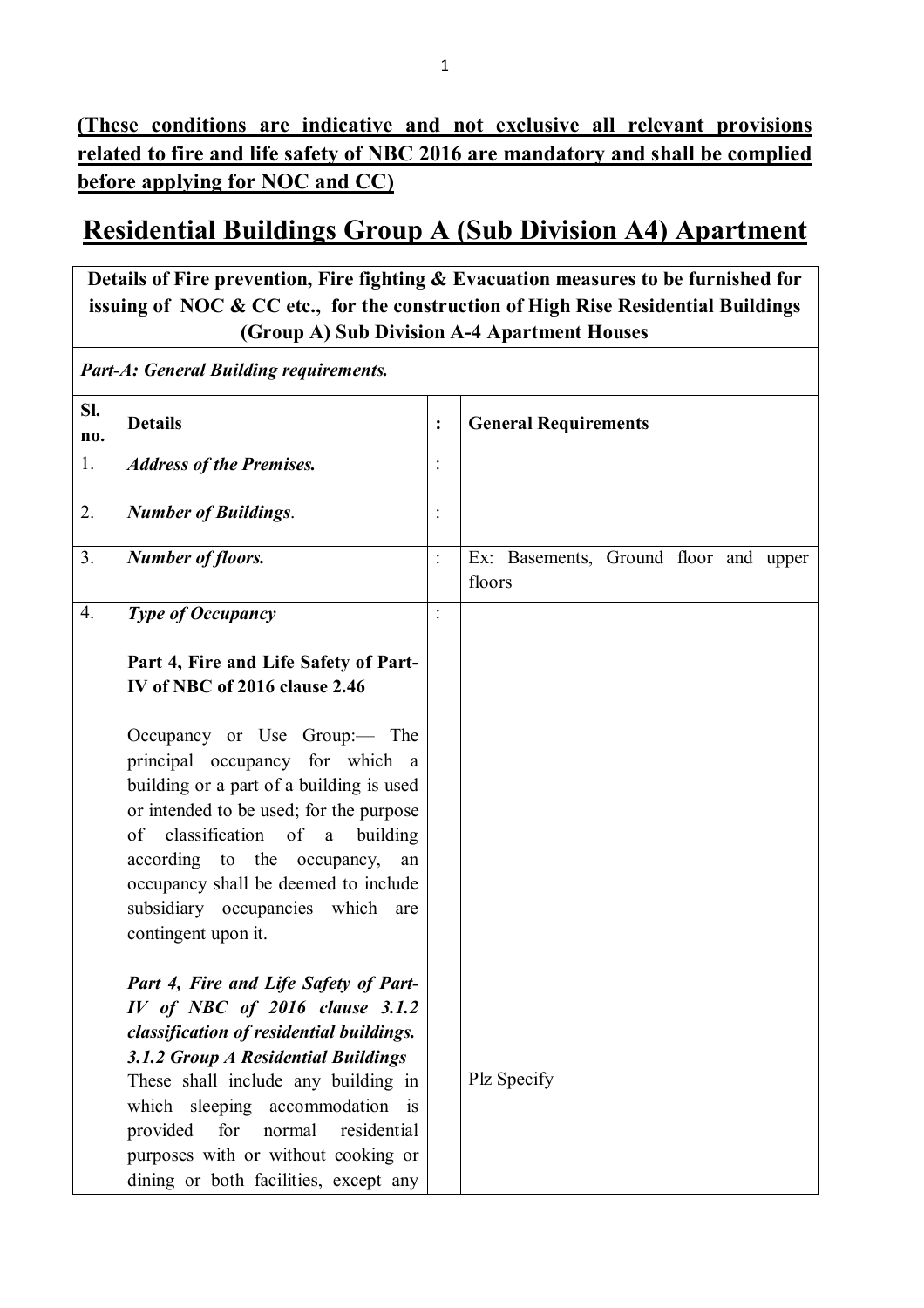**(These conditions are indicative and not exclusive all relevant provisions related to fire and life safety of NBC 2016 are mandatory and shall be complied before applying for NOC and CC)**

# Residential Buildings Group A (Sub Division A4) Apartment

| **Details of Fire prevention, Fire fighting & Evacuation measures to be furnished for issuing of NOC & CC etc., for the construction of High Rise Residential Buildings (Group A) Sub Division A-4 Apartment Houses** | | | |
|---|---|---|---|
| ***Part-A: General Building requirements.*** | | | |
| **Sl. no.** | **Details** | **:** | **General Requirements** |
| 1. | ***Address of the Premises.*** | : | |
| 2. | ***Number of Buildings*.** | : | |
| 3. | ***Number of floors.*** | : | Ex: Basements, Ground floor and upper floors |
| 4. | ***Type of Occupancy***<br><br>**Part 4, Fire and Life Safety of Part-IV of NBC of 2016 clause 2.46**<br><br>Occupancy or Use Group:— The principal occupancy for which a building or a part of a building is used or intended to be used; for the purpose of classification of a building according to the occupancy, an occupancy shall be deemed to include subsidiary occupancies which are contingent upon it.<br><br>***Part 4, Fire and Life Safety of Part-IV of NBC of 2016 clause 3.1.2 classification of residential buildings.***<br>***3.1.2 Group A Residential Buildings***<br>These shall include any building in which sleeping accommodation is provided for normal residential purposes with or without cooking or dining or both facilities, except any | : | Plz Specify |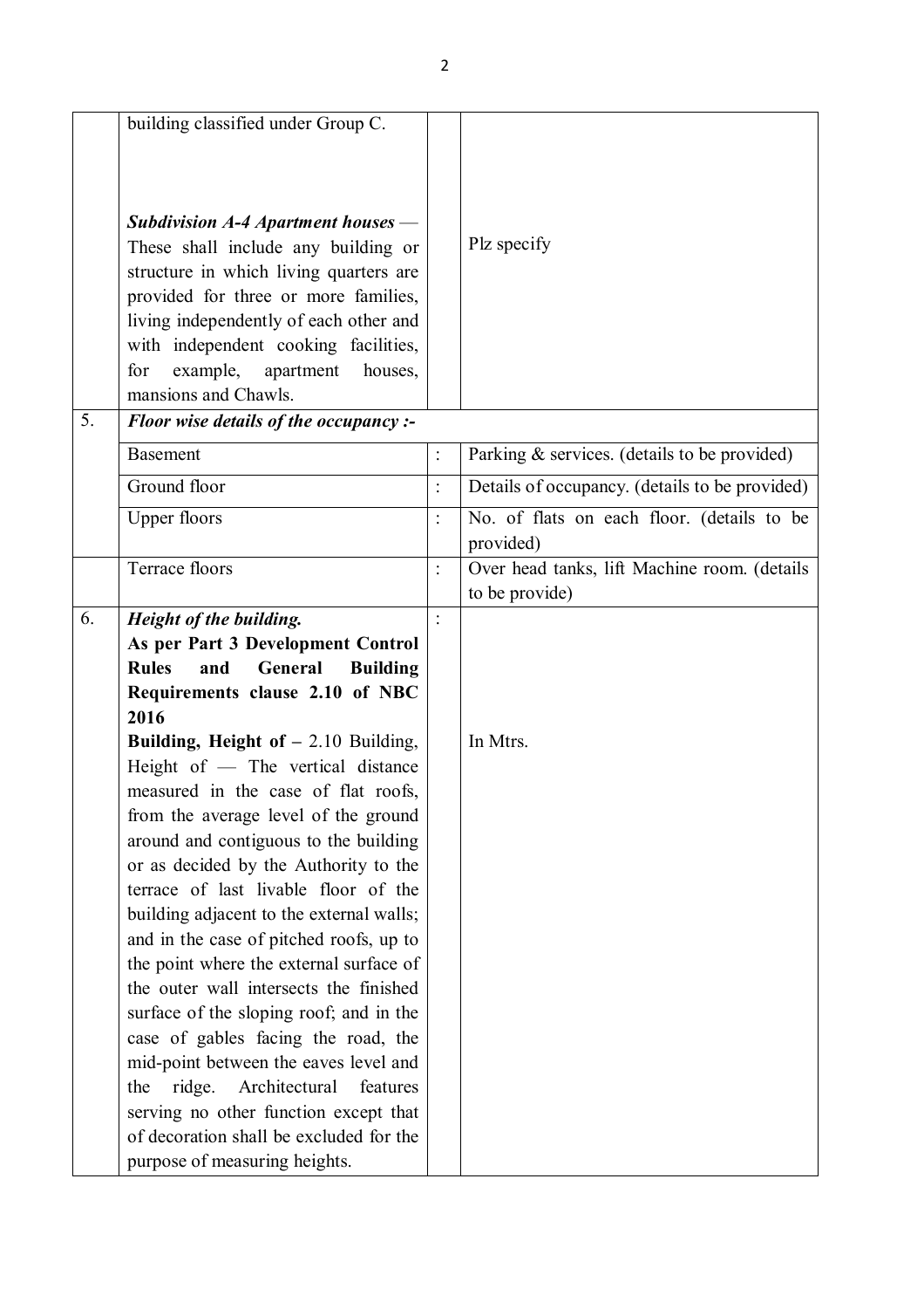| | | | |
|---|---|---|---|
| | building classified under Group C.<br><br>***Subdivision A-4 Apartment houses*** — These shall include any building or structure in which living quarters are provided for three or more families, living independently of each other and with independent cooking facilities, for example, apartment houses, mansions and Chawls. | | Plz specify |
| 5. | ***Floor wise details of the occupancy :-*** | | |
| | Basement | : | Parking & services. (details to be provided) |
| | Ground floor | : | Details of occupancy. (details to be provided) |
| | Upper floors | : | No. of flats on each floor. (details to be provided) |
| | Terrace floors | : | Over head tanks, lift Machine room. (details to be provide) |
| 6. | ***Height of the building.***<br>**As per Part 3 Development Control Rules and General Building Requirements clause 2.10 of NBC 2016**<br>**Building, Height of –** 2.10 Building, Height of — The vertical distance measured in the case of flat roofs, from the average level of the ground around and contiguous to the building or as decided by the Authority to the terrace of last livable floor of the building adjacent to the external walls; and in the case of pitched roofs, up to the point where the external surface of the outer wall intersects the finished surface of the sloping roof; and in the case of gables facing the road, the mid-point between the eaves level and the ridge. Architectural features serving no other function except that of decoration shall be excluded for the purpose of measuring heights. | : | In Mtrs. |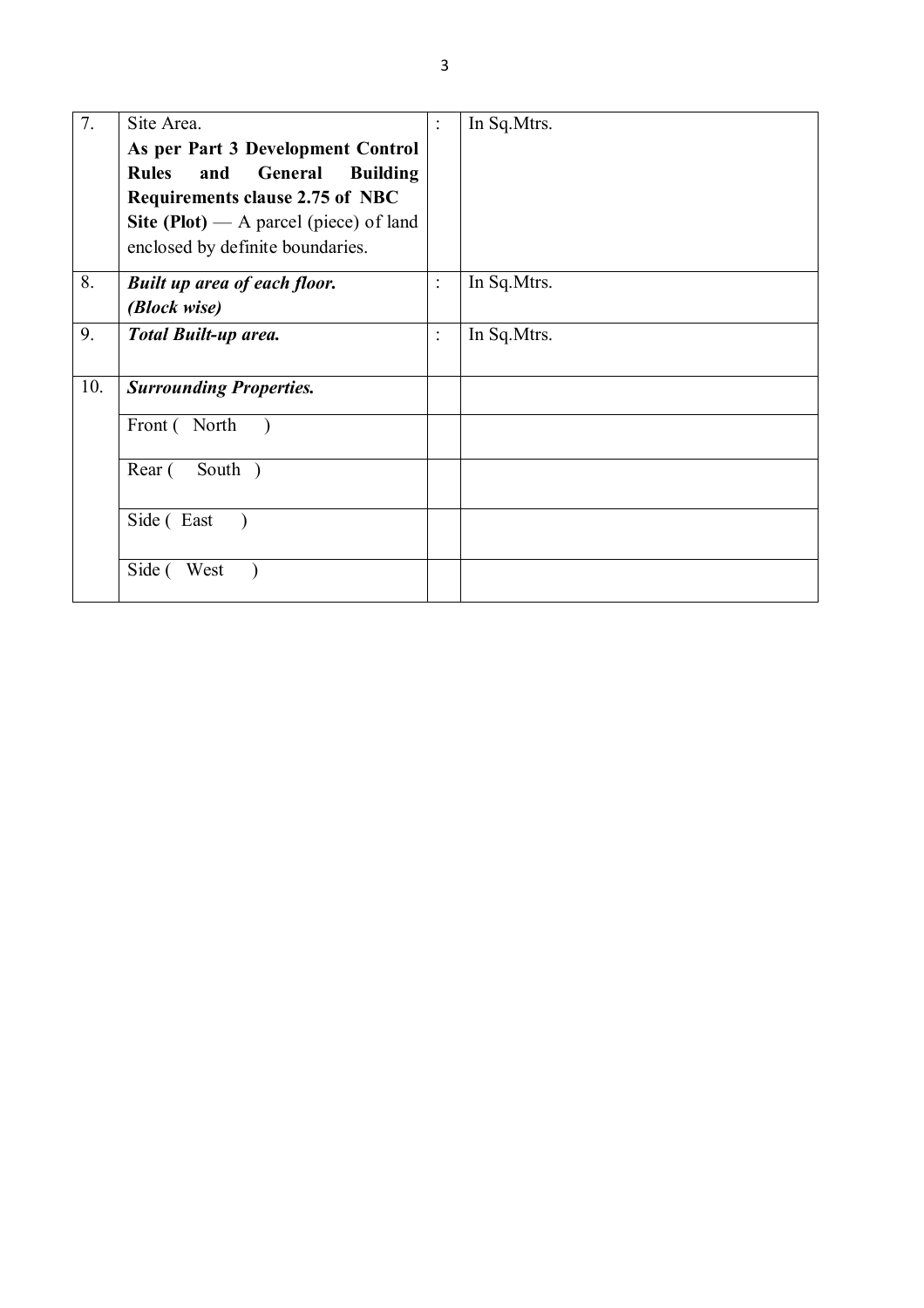| | | | |
|---|---|---|---|
| 7. | Site Area.<br>**As per Part 3 Development Control Rules and General Building Requirements clause 2.75 of NBC**<br>**Site (Plot)** — A parcel (piece) of land enclosed by definite boundaries. | : | In Sq.Mtrs. |
| 8. | ***Built up area of each floor.***<br>***(Block wise)*** | : | In Sq.Mtrs. |
| 9. | ***Total Built-up area.*** | : | In Sq.Mtrs. |
| 10. | ***Surrounding Properties.*** | | |
| | Front ( North ) | | |
| | Rear ( South ) | | |
| | Side ( East ) | | |
| | Side ( West ) | | |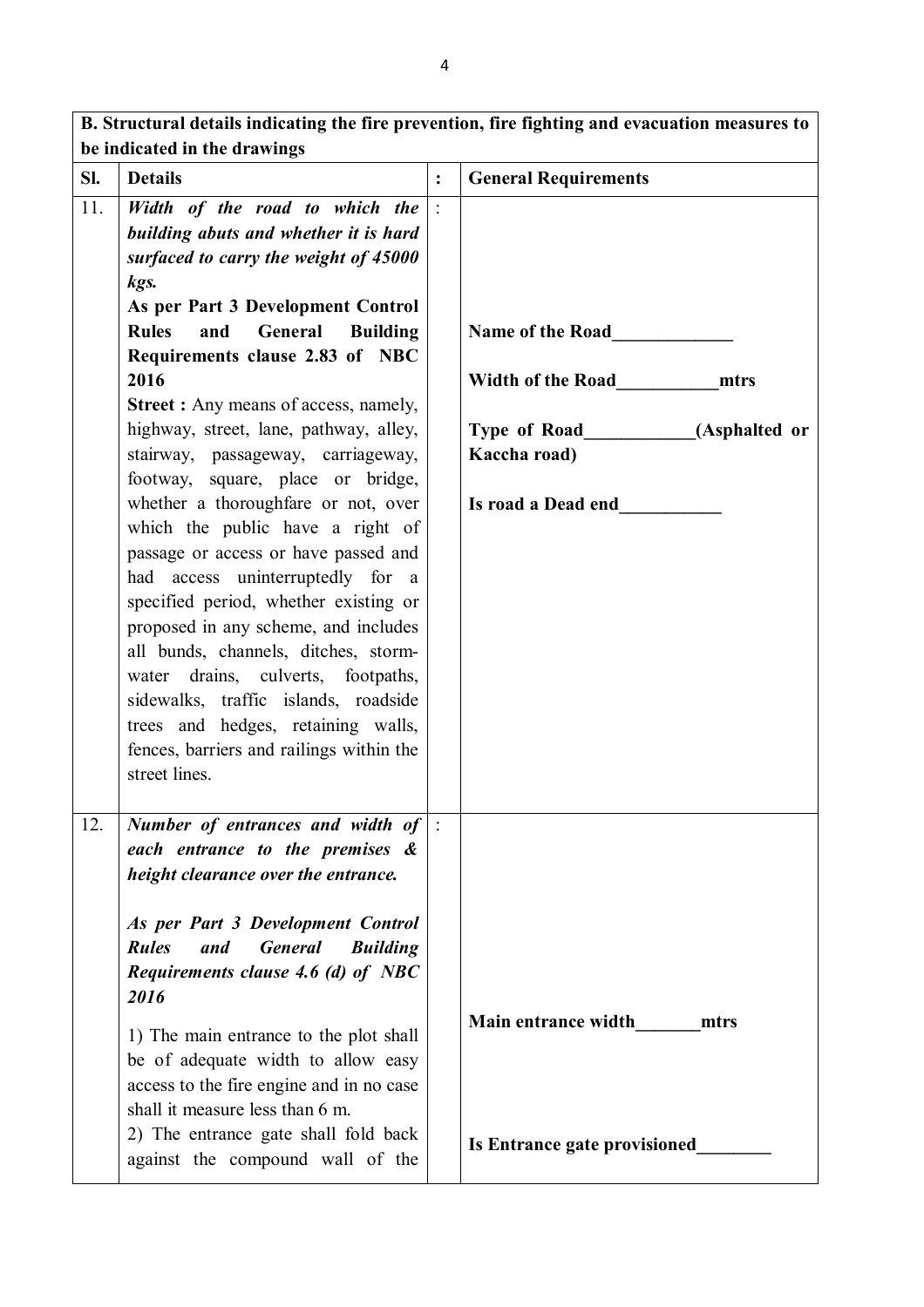| **B. Structural details indicating the fire prevention, fire fighting and evacuation measures to be indicated in the drawings** | | | |
|---|---|---|---|
| **Sl.** | **Details** | **:** | **General Requirements** |
| 11. | ***Width of the road to which the building abuts and whether it is hard surfaced to carry the weight of 45000 kgs.*** <br><br> **As per Part 3 Development Control Rules and General Building Requirements clause 2.83 of NBC 2016** <br><br> **Street :** Any means of access, namely, highway, street, lane, pathway, alley, stairway, passageway, carriageway, footway, square, place or bridge, whether a thoroughfare or not, over which the public have a right of passage or access or have passed and had access uninterruptedly for a specified period, whether existing or proposed in any scheme, and includes all bunds, channels, ditches, storm-water drains, culverts, footpaths, sidewalks, traffic islands, roadside trees and hedges, retaining walls, fences, barriers and railings within the street lines. | : | **Name of the Road_____________** <br><br> **Width of the Road___________mtrs** <br><br> **Type of Road____________(Asphalted or Kaccha road)** <br><br> **Is road a Dead end___________** |
| 12. | ***Number of entrances and width of each entrance to the premises & height clearance over the entrance.*** <br><br> ***As per Part 3 Development Control Rules and General Building Requirements clause 4.6 (d) of NBC 2016*** <br><br> 1) The main entrance to the plot shall be of adequate width to allow easy access to the fire engine and in no case shall it measure less than 6 m. <br> 2) The entrance gate shall fold back against the compound wall of the | : | **Main entrance width_______mtrs** <br><br> **Is Entrance gate provisioned________** |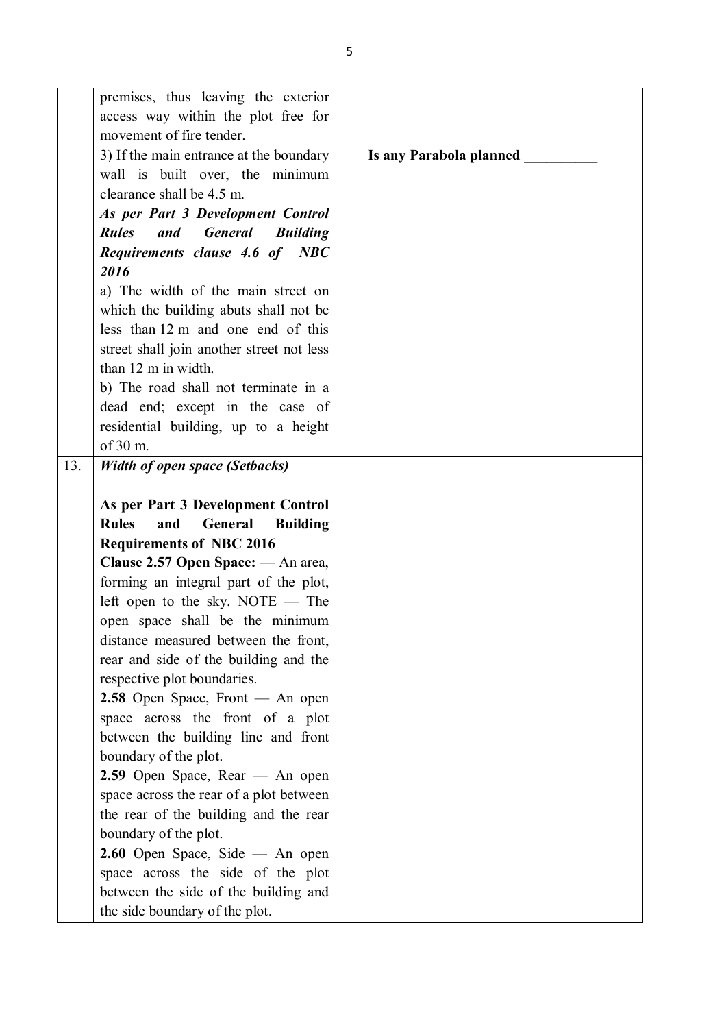| | | | |
|---|---|---|---|
| | premises, thus leaving the exterior access way within the plot free for movement of fire tender.<br>3) If the main entrance at the boundary wall is built over, the minimum clearance shall be 4.5 m.<br>***As per Part 3 Development Control Rules and General Building Requirements clause 4.6 of NBC 2016***<br>a) The width of the main street on which the building abuts shall not be less than 12 m and one end of this street shall join another street not less than 12 m in width.<br>b) The road shall not terminate in a dead end; except in the case of residential building, up to a height of 30 m. | | **Is any Parabola planned __________** |
| 13. | ***Width of open space (Setbacks)***<br><br>**As per Part 3 Development Control Rules and General Building Requirements of NBC 2016**<br>**Clause 2.57 Open Space:** — An area, forming an integral part of the plot, left open to the sky. NOTE — The open space shall be the minimum distance measured between the front, rear and side of the building and the respective plot boundaries.<br>**2.58** Open Space, Front — An open space across the front of a plot between the building line and front boundary of the plot.<br>**2.59** Open Space, Rear — An open space across the rear of a plot between the rear of the building and the rear boundary of the plot.<br>**2.60** Open Space, Side — An open space across the side of the plot between the side of the building and the side boundary of the plot. | | |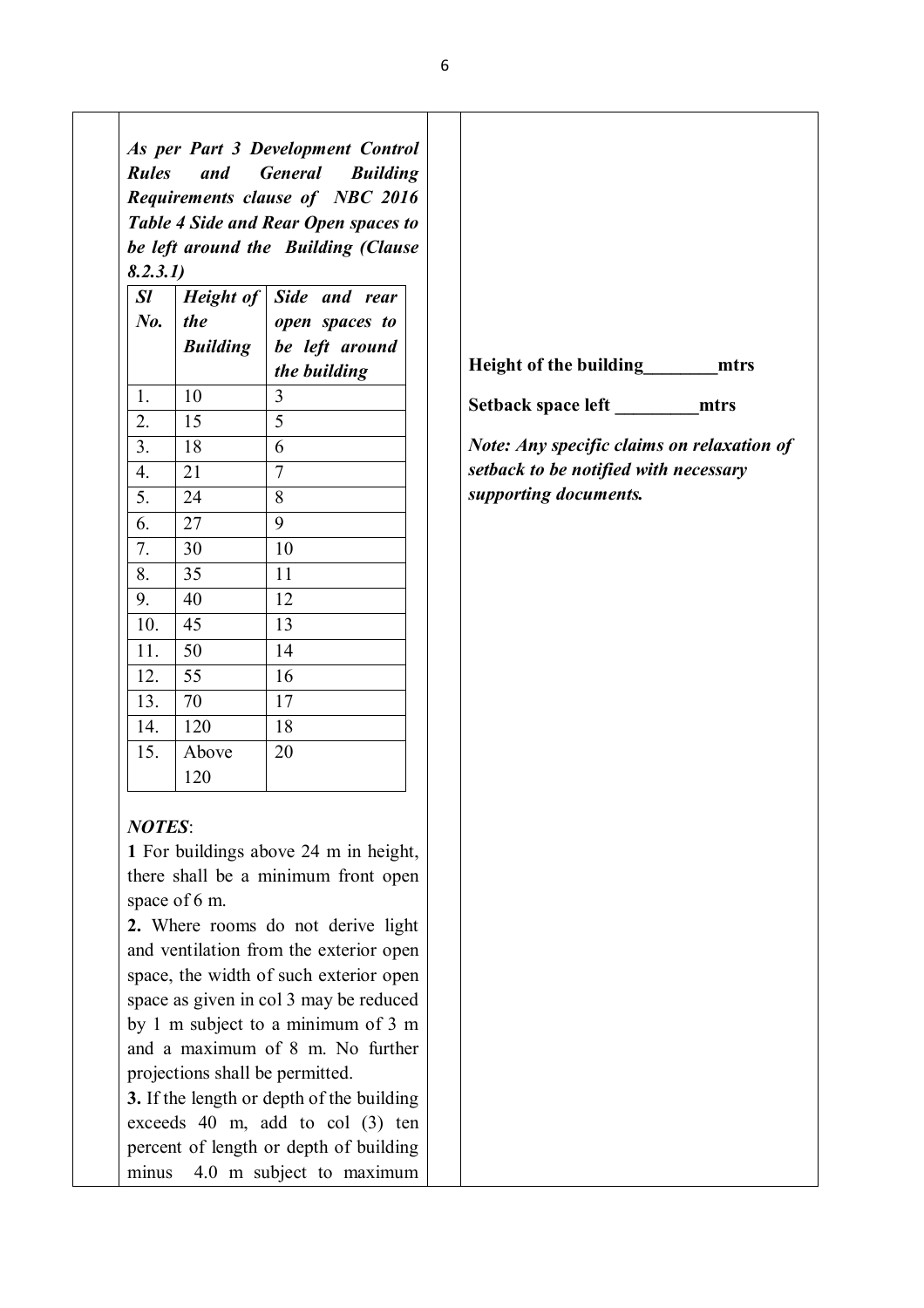***As per Part 3 Development Control Rules and General Building Requirements clause of NBC 2016 Table 4 Side and Rear Open spaces to be left around the Building (Clause 8.2.3.1)***

| ***Sl No.*** | ***Height of the Building*** | ***Side and rear open spaces to be left around the building*** |
|---|---|---|
| 1. | 10 | 3 |
| 2. | 15 | 5 |
| 3. | 18 | 6 |
| 4. | 21 | 7 |
| 5. | 24 | 8 |
| 6. | 27 | 9 |
| 7. | 30 | 10 |
| 8. | 35 | 11 |
| 9. | 40 | 12 |
| 10. | 45 | 13 |
| 11. | 50 | 14 |
| 12. | 55 | 16 |
| 13. | 70 | 17 |
| 14. | 120 | 18 |
| 15. | Above 120 | 20 |

***NOTES***:

**1** For buildings above 24 m in height, there shall be a minimum front open space of 6 m.

**2.** Where rooms do not derive light and ventilation from the exterior open space, the width of such exterior open space as given in col 3 may be reduced by 1 m subject to a minimum of 3 m and a maximum of 8 m. No further projections shall be permitted.

**3.** If the length or depth of the building exceeds 40 m, add to col (3) ten percent of length or depth of building minus 4.0 m subject to maximum

**Height of the building\_\_\_\_\_\_\_\_mtrs**

**Setback space left \_\_\_\_\_\_\_\_\_mtrs**

***Note: Any specific claims on relaxation of setback to be notified with necessary supporting documents.***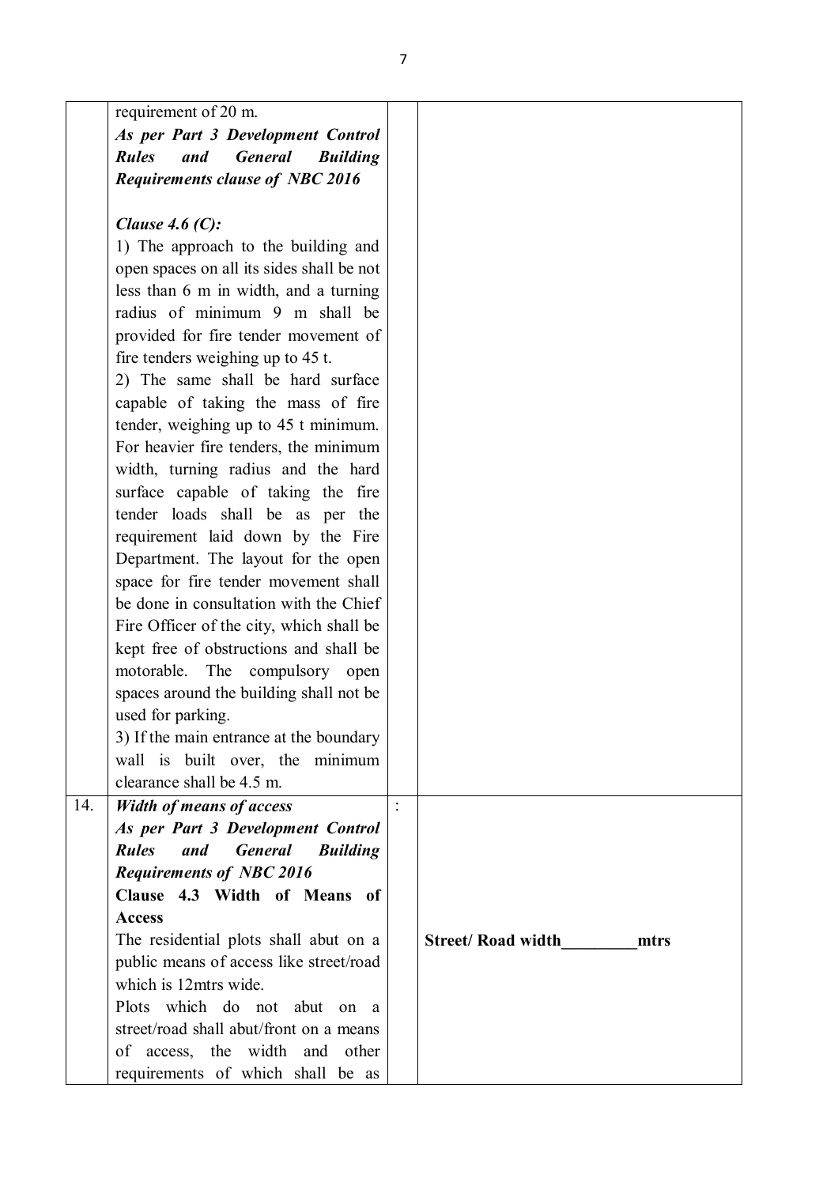| | | | |
|---|---|---|---|
| | requirement of 20 m.<br>***As per Part 3 Development Control Rules and General Building Requirements clause of NBC 2016***<br><br>***Clause 4.6 (C):***<br>1) The approach to the building and open spaces on all its sides shall be not less than 6 m in width, and a turning radius of minimum 9 m shall be provided for fire tender movement of fire tenders weighing up to 45 t.<br>2) The same shall be hard surface capable of taking the mass of fire tender, weighing up to 45 t minimum. For heavier fire tenders, the minimum width, turning radius and the hard surface capable of taking the fire tender loads shall be as per the requirement laid down by the Fire Department. The layout for the open space for fire tender movement shall be done in consultation with the Chief Fire Officer of the city, which shall be kept free of obstructions and shall be motorable. The compulsory open spaces around the building shall not be used for parking.<br>3) If the main entrance at the boundary wall is built over, the minimum clearance shall be 4.5 m. | | |
| 14. | ***Width of means of access***<br>***As per Part 3 Development Control Rules and General Building Requirements of NBC 2016***<br>**Clause 4.3 Width of Means of Access**<br>The residential plots shall abut on a public means of access like street/road which is 12mtrs wide.<br>Plots which do not abut on a street/road shall abut/front on a means of access, the width and other requirements of which shall be as | : | **Street/ Road width\_\_\_\_\_\_\_\_\_mtrs** |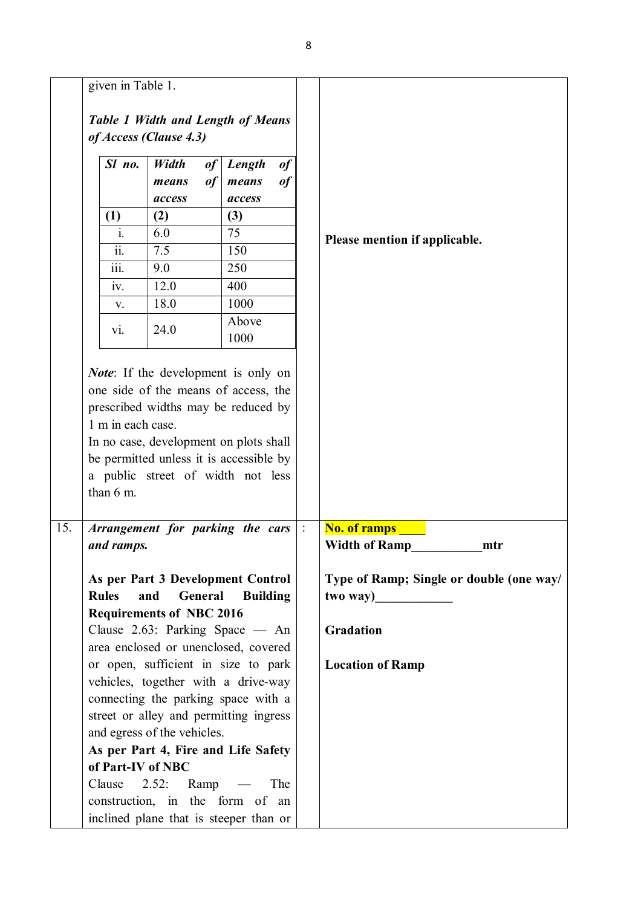| | | | |
|---|---|---|---|
| | given in Table 1.<br><br>***Table 1 Width and Length of Means of Access (Clause 4.3)***<br><br>*Sl no.* \| *Width of means of access* \| *Length of means of access*<br>(1) \| (2) \| (3)<br>i. \| 6.0 \| 75<br>ii. \| 7.5 \| 150<br>iii. \| 9.0 \| 250<br>iv. \| 12.0 \| 400<br>v. \| 18.0 \| 1000<br>vi. \| 24.0 \| Above 1000<br><br>*Note*: If the development is only on one side of the means of access, the prescribed widths may be reduced by 1 m in each case.<br>In no case, development on plots shall be permitted unless it is accessible by a public street of width not less than 6 m. | | **Please mention if applicable.** |
| 15. | ***Arrangement for parking the cars and ramps.***<br><br>**As per Part 3 Development Control Rules and General Building Requirements of NBC 2016**<br>Clause 2.63: Parking Space — An area enclosed or unenclosed, covered or open, sufficient in size to park vehicles, together with a drive-way connecting the parking space with a street or alley and permitting ingress and egress of the vehicles.<br>**As per Part 4, Fire and Life Safety of Part-IV of NBC**<br>Clause 2.52: Ramp — The construction, in the form of an inclined plane that is steeper than or | : | **No. of ramps ____**<br>**Width of Ramp__________mtr**<br><br>**Type of Ramp; Single or double (one way/ two way)___________**<br><br>**Gradation**<br><br>**Location of Ramp** |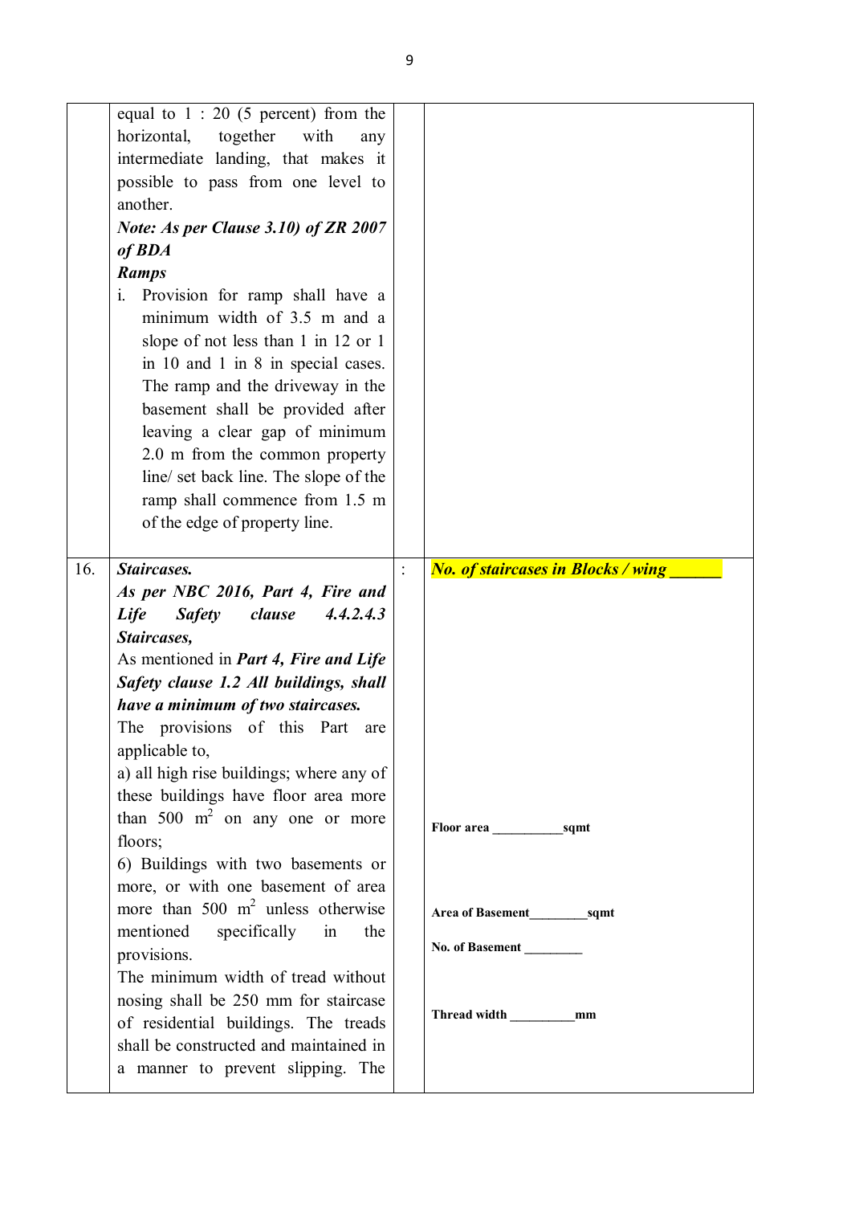| | | | |
|---|---|---|---|
| | equal to 1 : 20 (5 percent) from the horizontal, together with any intermediate landing, that makes it possible to pass from one level to another.<br>***Note: As per Clause 3.10) of ZR 2007 of BDA***<br>***Ramps***<br>i. Provision for ramp shall have a minimum width of 3.5 m and a slope of not less than 1 in 12 or 1 in 10 and 1 in 8 in special cases. The ramp and the driveway in the basement shall be provided after leaving a clear gap of minimum 2.0 m from the common property line/ set back line. The slope of the ramp shall commence from 1.5 m of the edge of property line. | | |
| 16. | ***Staircases.***<br>***As per NBC 2016, Part 4, Fire and Life Safety clause 4.4.2.4.3 Staircases,***<br>As mentioned in ***Part 4, Fire and Life Safety clause 1.2 All buildings, shall have a minimum of two staircases.***<br>The provisions of this Part are applicable to,<br>a) all high rise buildings; where any of these buildings have floor area more than 500 $m^2$ on any one or more floors;<br>6) Buildings with two basements or more, or with one basement of area more than 500 $m^2$ unless otherwise mentioned specifically in the provisions.<br>The minimum width of tread without nosing shall be 250 mm for staircase of residential buildings. The treads shall be constructed and maintained in a manner to prevent slipping. The | : | ***No. of staircases in Blocks / wing ______***<br><br>**Floor area __________sqmt**<br><br>**Area of Basement________sqmt**<br><br>**No. of Basement ________**<br><br>**Thread width _________mm** |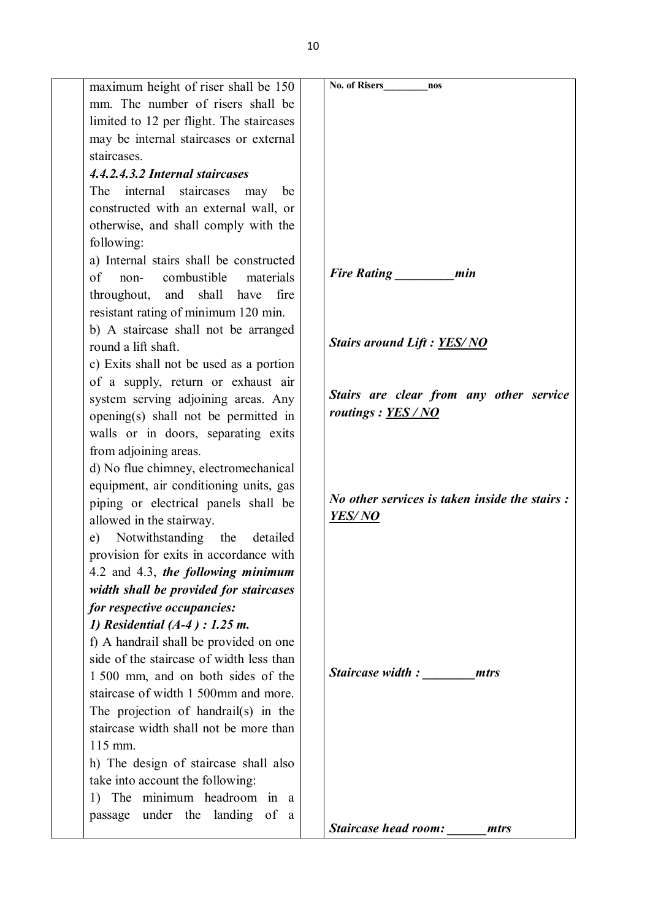| | | | |
|---|---|---|---|
| | maximum height of riser shall be 150 mm. The number of risers shall be limited to 12 per flight. The staircases may be internal staircases or external staircases. | | **No. of Risers________nos** |
| | ***4.4.2.4.3.2 Internal staircases*** <br> The internal staircases may be constructed with an external wall, or otherwise, and shall comply with the following: | | |
| | a) Internal stairs shall be constructed of non- combustible materials throughout, and shall have fire resistant rating of minimum 120 min. | | ***Fire Rating _________min*** |
| | b) A staircase shall not be arranged round a lift shaft. | | ***Stairs around Lift : YES/ NO*** |
| | c) Exits shall not be used as a portion of a supply, return or exhaust air system serving adjoining areas. Any opening(s) shall not be permitted in walls or in doors, separating exits from adjoining areas. | | ***Stairs are clear from any other service routings : YES / NO*** |
| | d) No flue chimney, electromechanical equipment, air conditioning units, gas piping or electrical panels shall be allowed in the stairway. | | ***No other services is taken inside the stairs : YES/ NO*** |
| | e) Notwithstanding the detailed provision for exits in accordance with 4.2 and 4.3, ***the following minimum width shall be provided for staircases for respective occupancies:*** <br> ***1) Residential (A-4 ) : 1.25 m.*** | | |
| | f) A handrail shall be provided on one side of the staircase of width less than 1 500 mm, and on both sides of the staircase of width 1 500mm and more. The projection of handrail(s) in the staircase width shall not be more than 115 mm. | | ***Staircase width : ________mtrs*** |
| | h) The design of staircase shall also take into account the following: <br> 1) The minimum headroom in a passage under the landing of a | | ***Staircase head room: ______mtrs*** |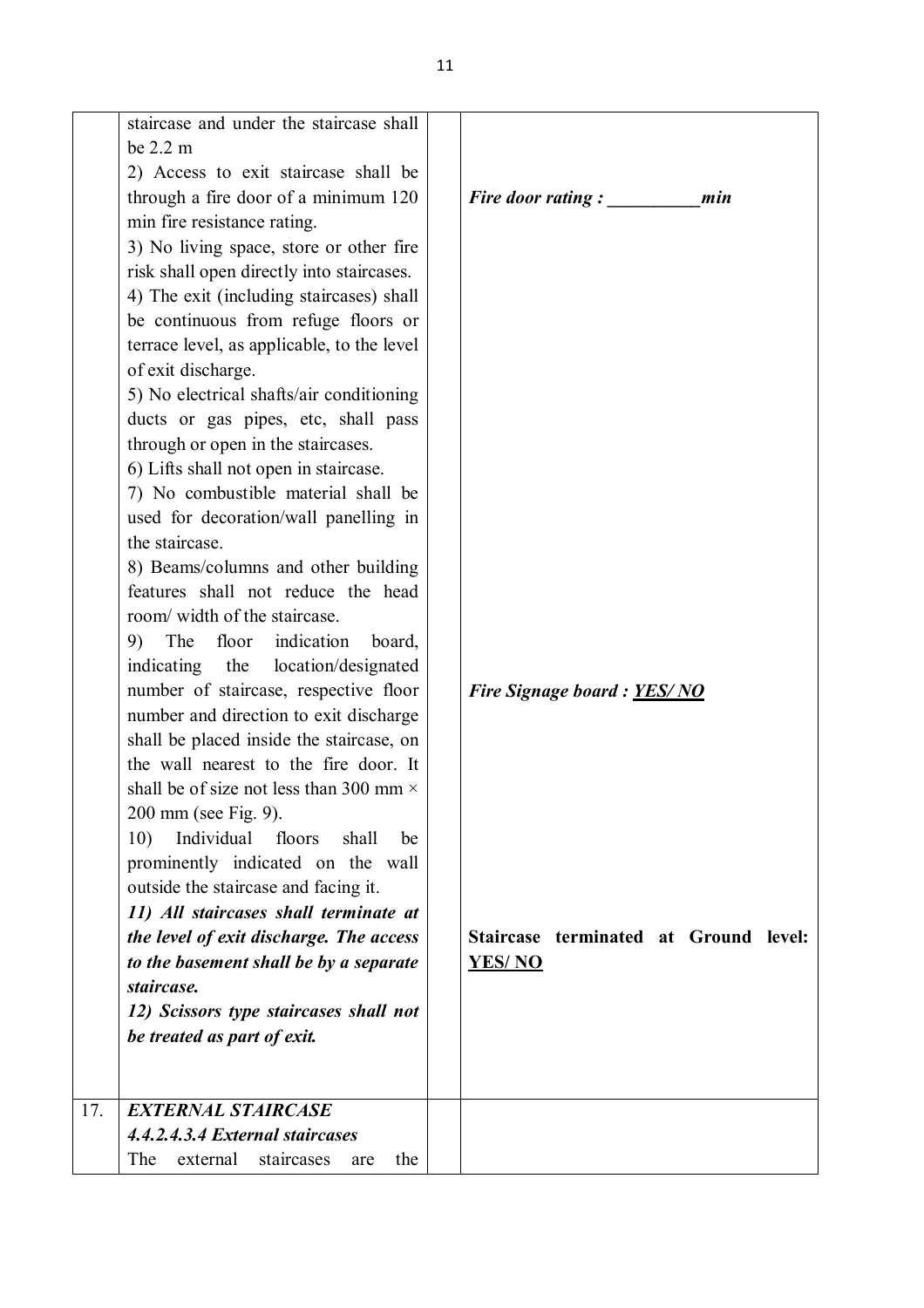|  |  |  |  |
|---|---|---|---|
|  | staircase and under the staircase shall be 2.2 m<br>2) Access to exit staircase shall be through a fire door of a minimum 120 min fire resistance rating.<br>3) No living space, store or other fire risk shall open directly into staircases.<br>4) The exit (including staircases) shall be continuous from refuge floors or terrace level, as applicable, to the level of exit discharge.<br>5) No electrical shafts/air conditioning ducts or gas pipes, etc, shall pass through or open in the staircases.<br>6) Lifts shall not open in staircase.<br>7) No combustible material shall be used for decoration/wall panelling in the staircase.<br>8) Beams/columns and other building features shall not reduce the head room/ width of the staircase.<br>9) The floor indication board, indicating the location/designated number of staircase, respective floor number and direction to exit discharge shall be placed inside the staircase, on the wall nearest to the fire door. It shall be of size not less than 300 mm × 200 mm (see Fig. 9).<br>10) Individual floors shall be prominently indicated on the wall outside the staircase and facing it.<br>***11) All staircases shall terminate at the level of exit discharge. The access to the basement shall be by a separate staircase.***<br>***12) Scissors type staircases shall not be treated as part of exit.*** |  | ***Fire door rating : __________min***<br><br>***Fire Signage board : <u>YES/ NO</u>***<br><br>**Staircase terminated at Ground level: <u>YES/ NO</u>** |
| 17. | ***EXTERNAL STAIRCASE***<br>***4.4.2.4.3.4 External staircases***<br>The external staircases are the |  |  |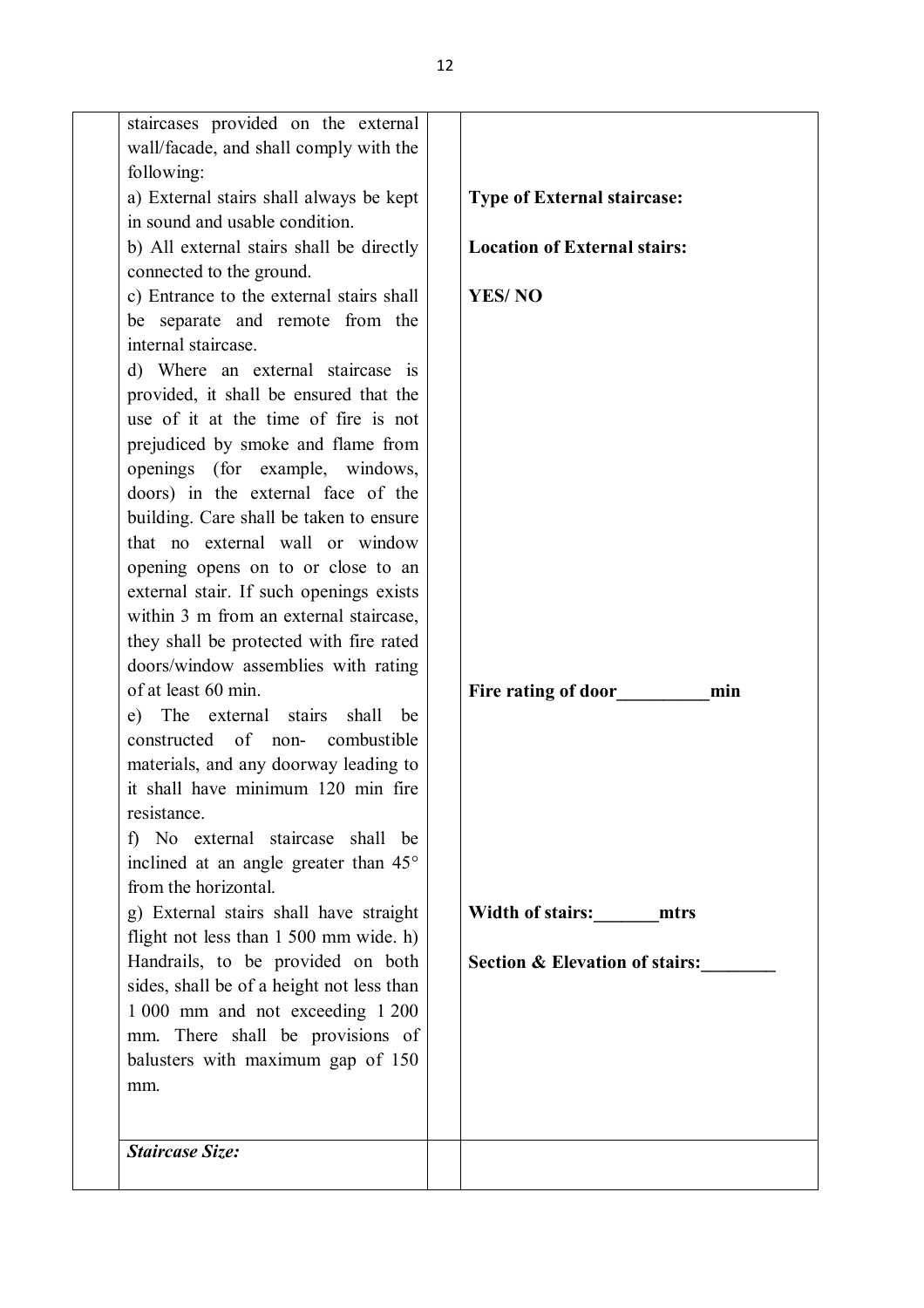| | | | |
|---|---|---|---|
| | staircases provided on the external wall/facade, and shall comply with the following:<br>a) External stairs shall always be kept in sound and usable condition.<br>b) All external stairs shall be directly connected to the ground.<br>c) Entrance to the external stairs shall be separate and remote from the internal staircase.<br>d) Where an external staircase is provided, it shall be ensured that the use of it at the time of fire is not prejudiced by smoke and flame from openings (for example, windows, doors) in the external face of the building. Care shall be taken to ensure that no external wall or window opening opens on to or close to an external stair. If such openings exists within 3 m from an external staircase, they shall be protected with fire rated doors/window assemblies with rating of at least 60 min.<br>e) The external stairs shall be constructed of non- combustible materials, and any doorway leading to it shall have minimum 120 min fire resistance.<br>f) No external staircase shall be inclined at an angle greater than 45° from the horizontal.<br>g) External stairs shall have straight flight not less than 1 500 mm wide. h) Handrails, to be provided on both sides, shall be of a height not less than 1 000 mm and not exceeding 1 200 mm. There shall be provisions of balusters with maximum gap of 150 mm. | | **Type of External staircase:**<br><br>**Location of External stairs:**<br><br>**YES/ NO**<br><br>**Fire rating of door__________min**<br><br>**Width of stairs:_______mtrs**<br><br>**Section & Elevation of stairs:________** |
| | ***Staircase Size:*** | | |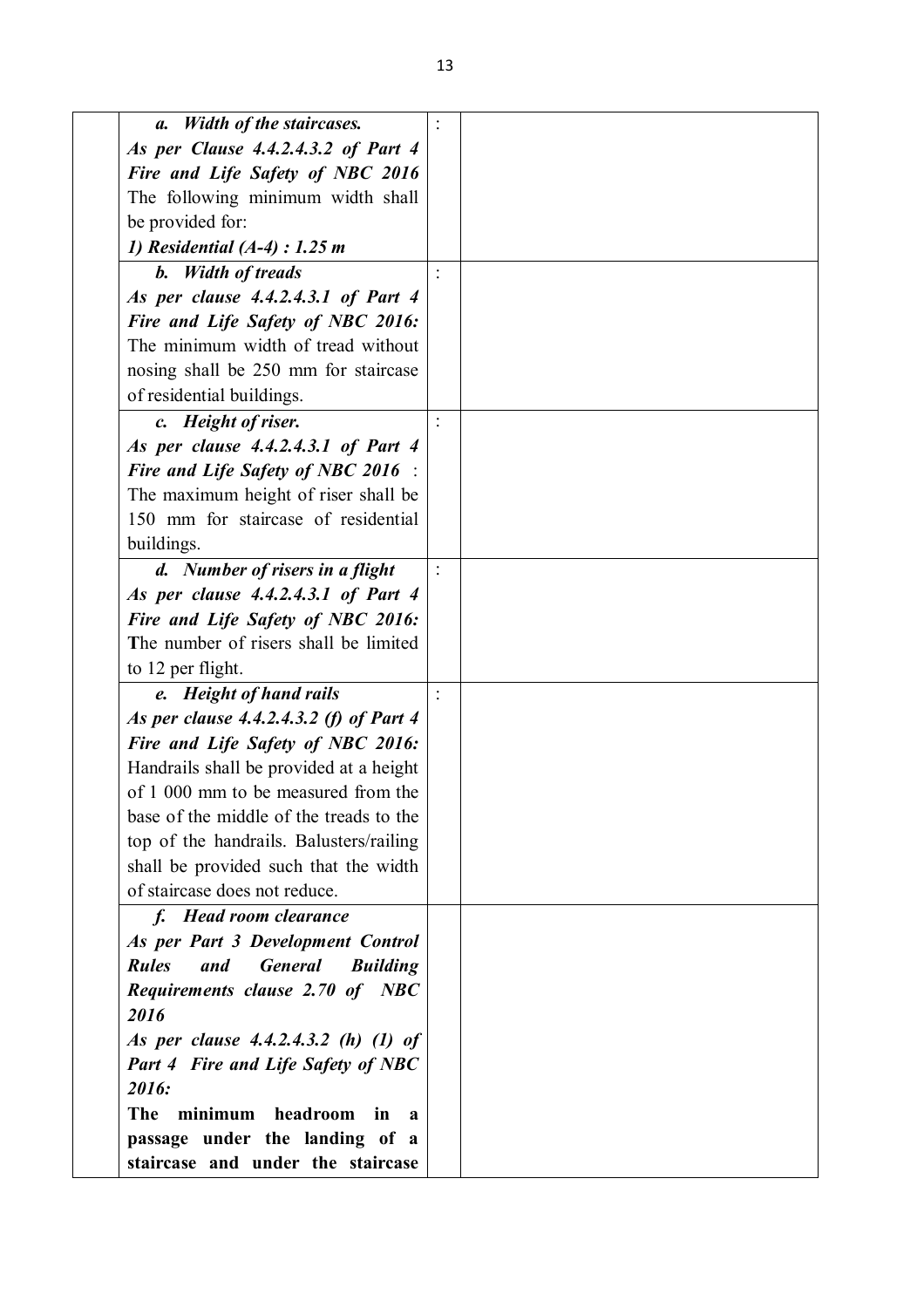| | | | |
|---|---|---|---|
| | ***a. Width of the staircases.*** ***As per Clause 4.4.2.4.3.2 of Part 4 Fire and Life Safety of NBC 2016*** The following minimum width shall be provided for: ***1) Residential (A-4) : 1.25 m*** | : | |
| | ***b. Width of treads*** ***As per clause 4.4.2.4.3.1 of Part 4 Fire and Life Safety of NBC 2016:*** The minimum width of tread without nosing shall be 250 mm for staircase of residential buildings. | : | |
| | ***c. Height of riser.*** ***As per clause 4.4.2.4.3.1 of Part 4 Fire and Life Safety of NBC 2016*** : The maximum height of riser shall be 150 mm for staircase of residential buildings. | : | |
| | ***d. Number of risers in a flight*** ***As per clause 4.4.2.4.3.1 of Part 4 Fire and Life Safety of NBC 2016:*** **T**he number of risers shall be limited to 12 per flight. | : | |
| | ***e. Height of hand rails*** ***As per clause 4.4.2.4.3.2 (f) of Part 4 Fire and Life Safety of NBC 2016:*** Handrails shall be provided at a height of 1 000 mm to be measured from the base of the middle of the treads to the top of the handrails. Balusters/railing shall be provided such that the width of staircase does not reduce. | : | |
| | ***f. Head room clearance*** ***As per Part 3 Development Control Rules and General Building Requirements clause 2.70 of NBC 2016*** ***As per clause 4.4.2.4.3.2 (h) (1) of Part 4 Fire and Life Safety of NBC 2016:*** **The minimum headroom in a passage under the landing of a staircase and under the staircase** | | |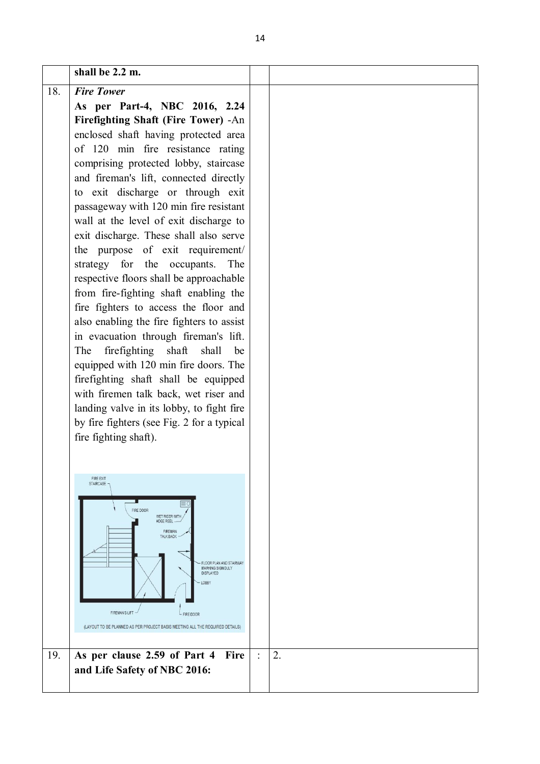|  |  |  |  |
|---|---|---|---|
|  | **shall be 2.2 m.** |  |  |
| 18. | ***Fire Tower*** **As per Part-4, NBC 2016, 2.24 Firefighting Shaft (Fire Tower)** -An enclosed shaft having protected area of 120 min fire resistance rating comprising protected lobby, staircase and fireman's lift, connected directly to exit discharge or through exit passageway with 120 min fire resistant wall at the level of exit discharge to exit discharge. These shall also serve the purpose of exit requirement/ strategy for the occupants. The respective floors shall be approachable from fire-fighting shaft enabling the fire fighters to access the floor and also enabling the fire fighters to assist in evacuation through fireman's lift. The firefighting shaft shall be equipped with 120 min fire doors. The firefighting shaft shall be equipped with firemen talk back, wet riser and landing valve in its lobby, to fight fire by fire fighters (see Fig. 2 for a typical fire fighting shaft). FIRE EXIT STAIRCASE; FIRE DOOR; WET RISER WITH HOSE REEL; FIREMAN TALK BACK; FLOOR PLAN AND STAIRWAY MARKING SIGN DULY DISPLAYED; LOBBY; FIREMAN'S LIFT; FIRE DOOR (LAYOUT TO BE PLANNED AS PER PROJECT BASIS MEETING ALL THE REQUIRED DETAILS) |  |  |
| 19. | **As per clause 2.59 of Part 4 Fire and Life Safety of NBC 2016:** | : | 2. |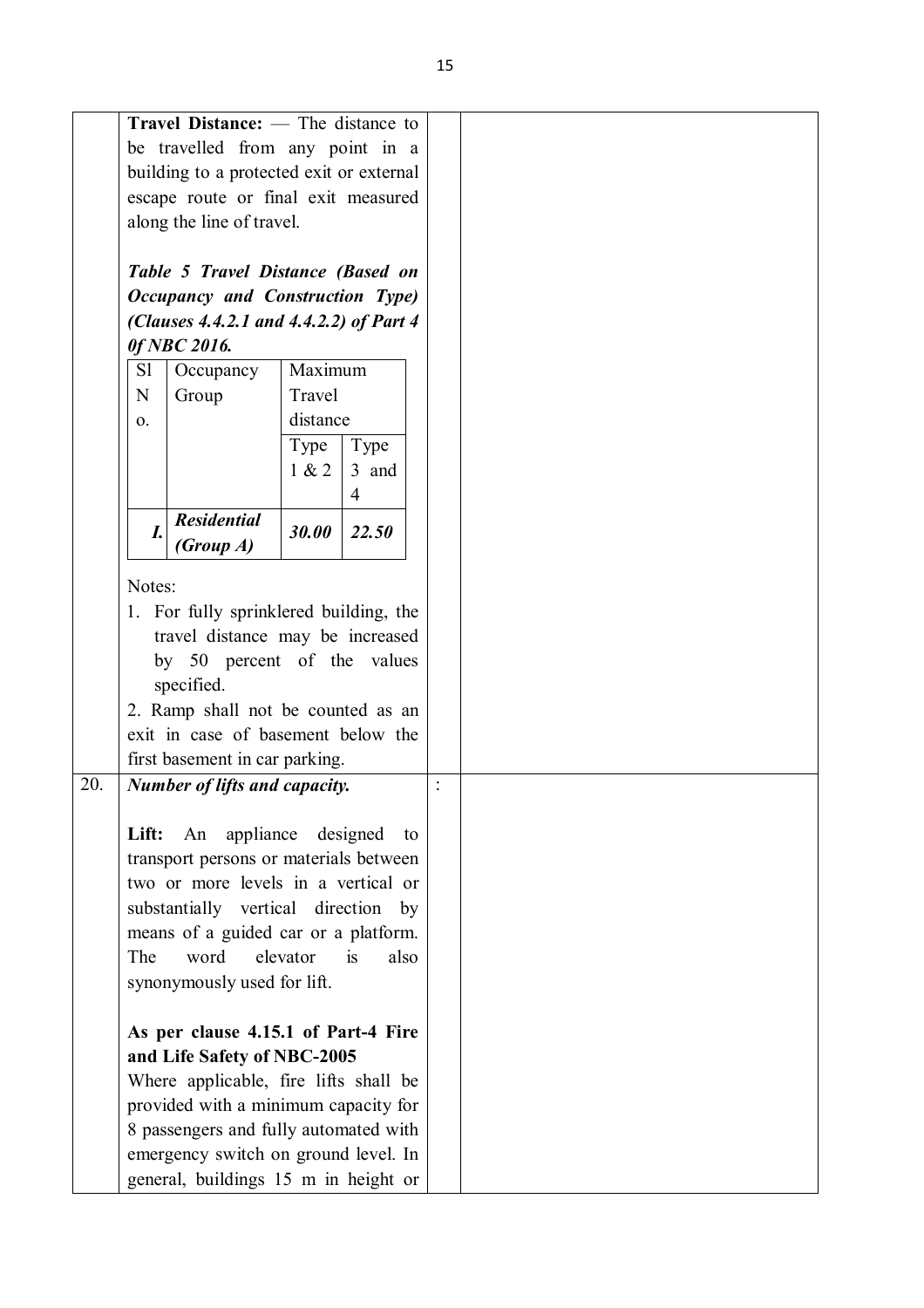**Travel Distance:** — The distance to be travelled from any point in a building to a protected exit or external escape route or final exit measured along the line of travel.

***Table 5 Travel Distance (Based on Occupancy and Construction Type) (Clauses 4.4.2.1 and 4.4.2.2) of Part 4 0f NBC 2016.***

| Sl No. | Occupancy Group | Maximum Travel distance | |
|---|---|---|---|
| | | Type 1 & 2 | Type 3 and 4 |
| ***I.*** | ***Residential (Group A)*** | ***30.00*** | ***22.50*** |

Notes:

1. For fully sprinklered building, the travel distance may be increased by 50 percent of the values specified.

2. Ramp shall not be counted as an exit in case of basement below the first basement in car parking.

20. ***Number of lifts and capacity.*** :

**Lift:** An appliance designed to transport persons or materials between two or more levels in a vertical or substantially vertical direction by means of a guided car or a platform. The word elevator is also synonymously used for lift.

**As per clause 4.15.1 of Part-4 Fire and Life Safety of NBC-2005**

Where applicable, fire lifts shall be provided with a minimum capacity for 8 passengers and fully automated with emergency switch on ground level. In general, buildings 15 m in height or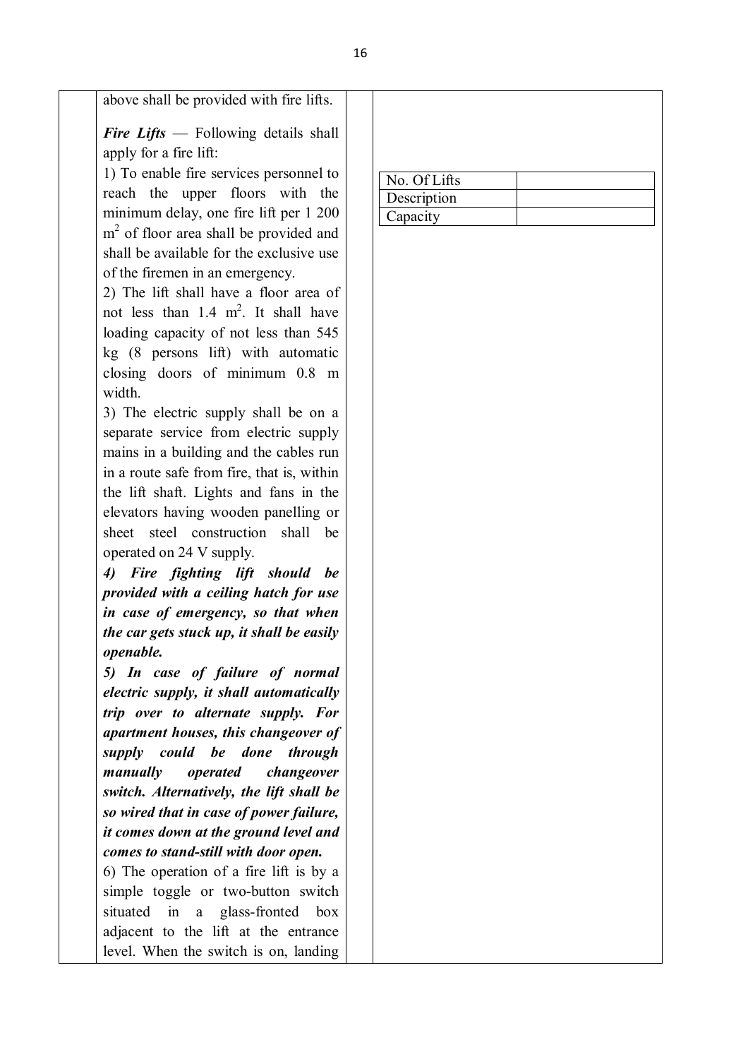above shall be provided with fire lifts.

***Fire Lifts*** — Following details shall apply for a fire lift:

1) To enable fire services personnel to reach the upper floors with the minimum delay, one fire lift per 1 200 $m^2$ of floor area shall be provided and shall be available for the exclusive use of the firemen in an emergency.

2) The lift shall have a floor area of not less than 1.4 $m^2$. It shall have loading capacity of not less than 545 kg (8 persons lift) with automatic closing doors of minimum 0.8 m width.

3) The electric supply shall be on a separate service from electric supply mains in a building and the cables run in a route safe from fire, that is, within the lift shaft. Lights and fans in the elevators having wooden panelling or sheet steel construction shall be operated on 24 V supply.

***4) Fire fighting lift should be provided with a ceiling hatch for use in case of emergency, so that when the car gets stuck up, it shall be easily openable.***

***5) In case of failure of normal electric supply, it shall automatically trip over to alternate supply. For apartment houses, this changeover of supply could be done through manually operated changeover switch. Alternatively, the lift shall be so wired that in case of power failure, it comes down at the ground level and comes to stand-still with door open.***

6) The operation of a fire lift is by a simple toggle or two-button switch situated in a glass-fronted box adjacent to the lift at the entrance level. When the switch is on, landing

| No. Of Lifts | |
|---|---|
| Description | |
| Capacity | |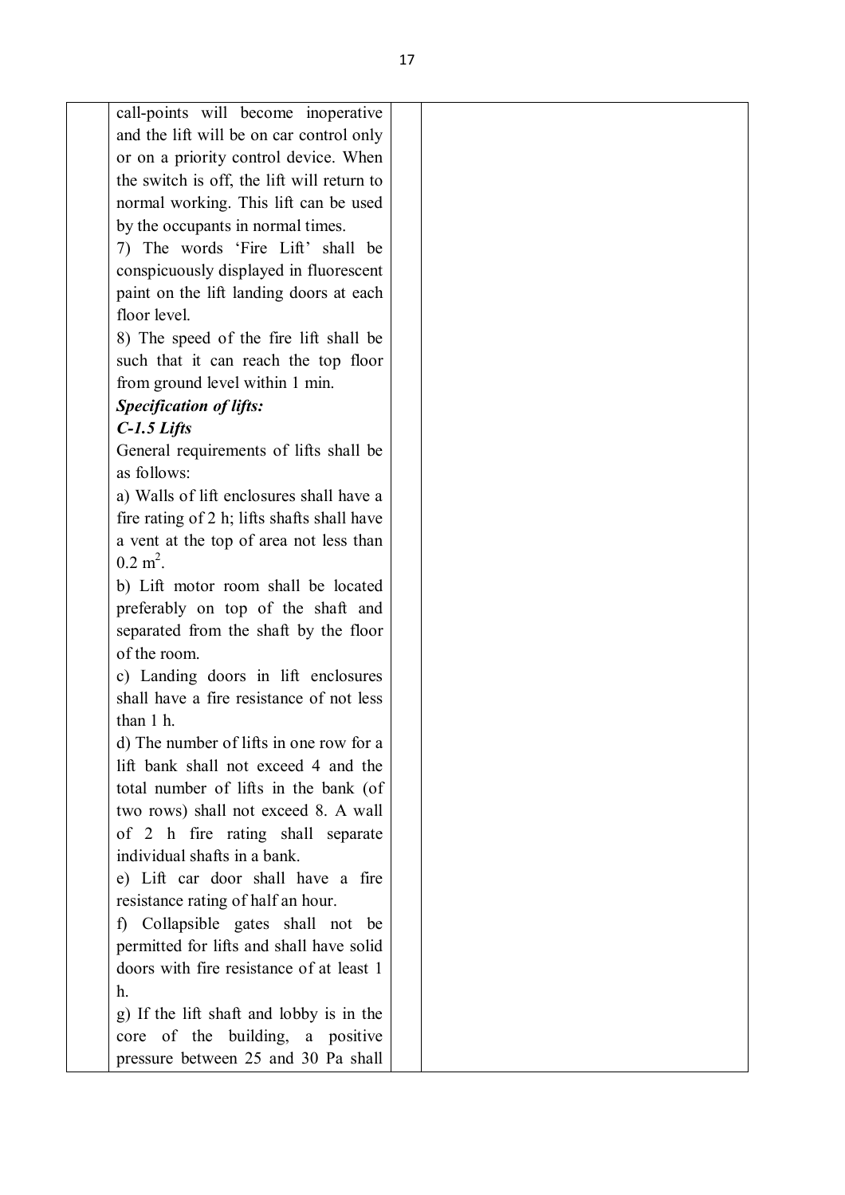| | | | |
|---|---|---|---|
| | call-points will become inoperative and the lift will be on car control only or on a priority control device. When the switch is off, the lift will return to normal working. This lift can be used by the occupants in normal times.<br>7) The words 'Fire Lift' shall be conspicuously displayed in fluorescent paint on the lift landing doors at each floor level.<br>8) The speed of the fire lift shall be such that it can reach the top floor from ground level within 1 min.<br>***Specification of lifts:***<br>***C-1.5 Lifts***<br>General requirements of lifts shall be as follows:<br>a) Walls of lift enclosures shall have a fire rating of 2 h; lifts shafts shall have a vent at the top of area not less than 0.2 $m^2$.<br>b) Lift motor room shall be located preferably on top of the shaft and separated from the shaft by the floor of the room.<br>c) Landing doors in lift enclosures shall have a fire resistance of not less than 1 h.<br>d) The number of lifts in one row for a lift bank shall not exceed 4 and the total number of lifts in the bank (of two rows) shall not exceed 8. A wall of 2 h fire rating shall separate individual shafts in a bank.<br>e) Lift car door shall have a fire resistance rating of half an hour.<br>f) Collapsible gates shall not be permitted for lifts and shall have solid doors with fire resistance of at least 1 h.<br>g) If the lift shaft and lobby is in the core of the building, a positive pressure between 25 and 30 Pa shall | | |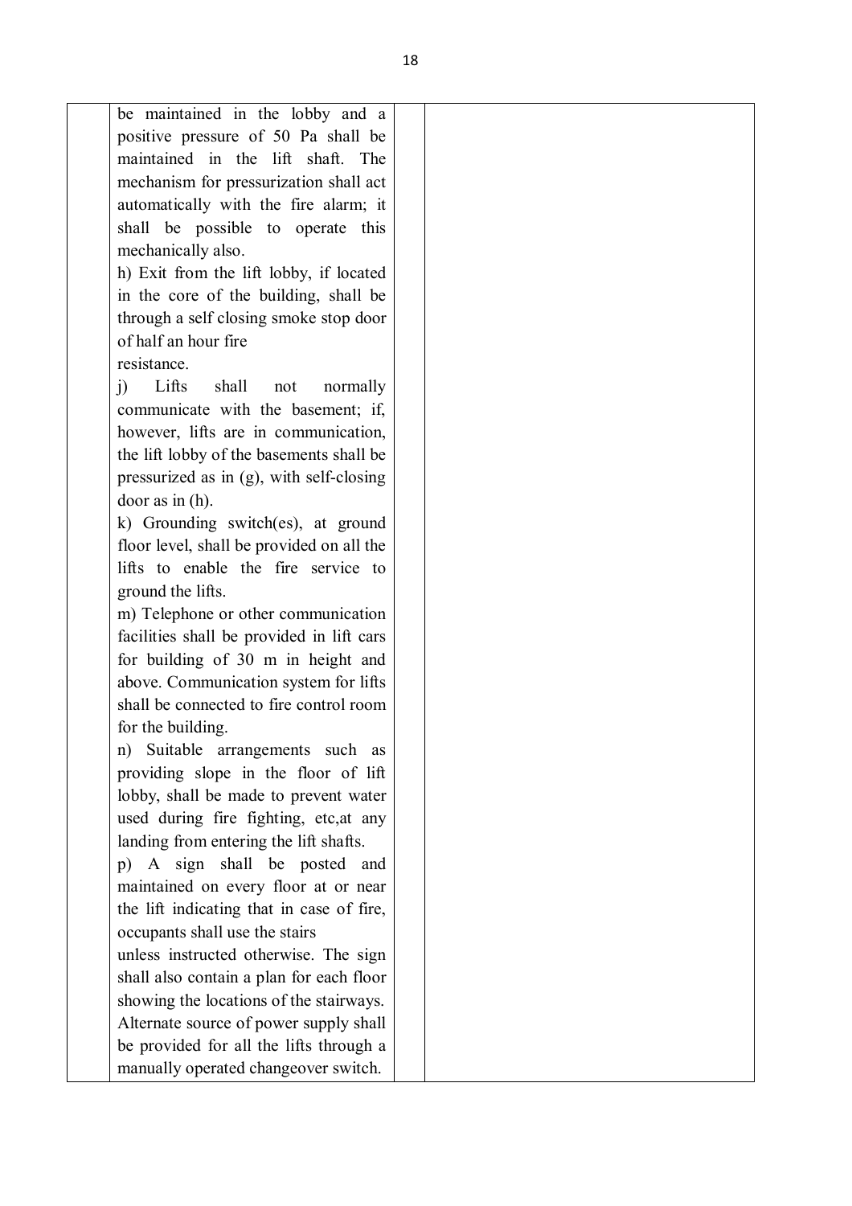| | | | |
|---|---|---|---|
| | be maintained in the lobby and a positive pressure of 50 Pa shall be maintained in the lift shaft. The mechanism for pressurization shall act automatically with the fire alarm; it shall be possible to operate this mechanically also.<br>h) Exit from the lift lobby, if located in the core of the building, shall be through a self closing smoke stop door of half an hour fire resistance.<br>j) Lifts shall not normally communicate with the basement; if, however, lifts are in communication, the lift lobby of the basements shall be pressurized as in (g), with self-closing door as in (h).<br>k) Grounding switch(es), at ground floor level, shall be provided on all the lifts to enable the fire service to ground the lifts.<br>m) Telephone or other communication facilities shall be provided in lift cars for building of 30 m in height and above. Communication system for lifts shall be connected to fire control room for the building.<br>n) Suitable arrangements such as providing slope in the floor of lift lobby, shall be made to prevent water used during fire fighting, etc,at any landing from entering the lift shafts.<br>p) A sign shall be posted and maintained on every floor at or near the lift indicating that in case of fire, occupants shall use the stairs unless instructed otherwise. The sign shall also contain a plan for each floor showing the locations of the stairways. Alternate source of power supply shall be provided for all the lifts through a manually operated changeover switch. | | |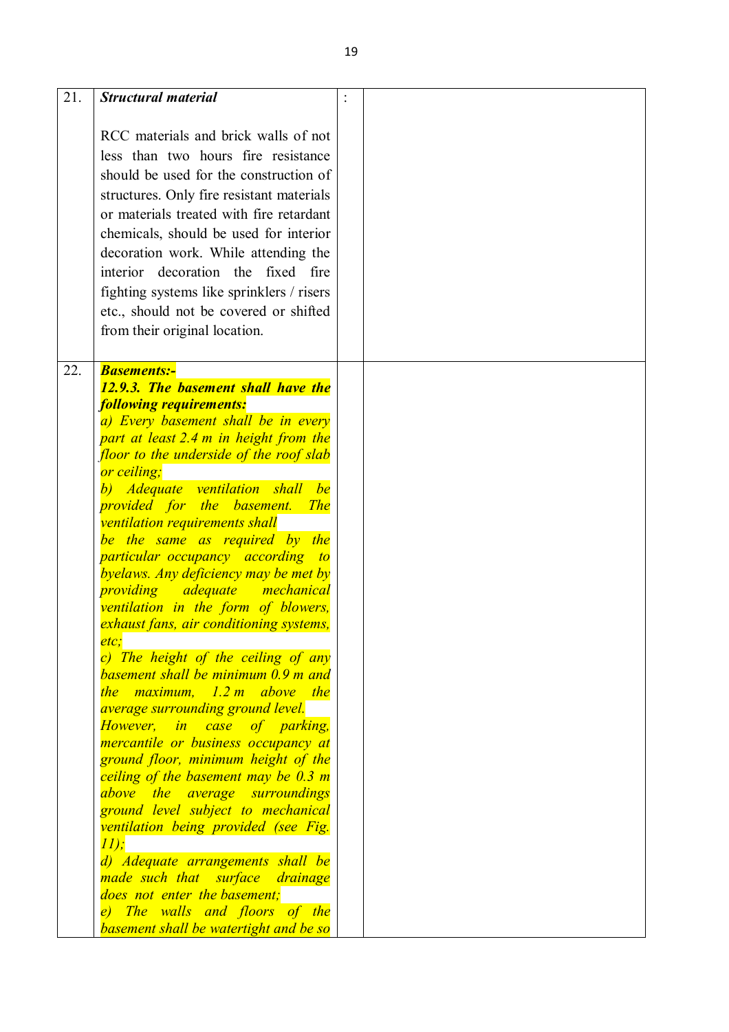| | | | |
|---|---|---|---|
| 21. | ***Structural material***<br><br>RCC materials and brick walls of not less than two hours fire resistance should be used for the construction of structures. Only fire resistant materials or materials treated with fire retardant chemicals, should be used for interior decoration work. While attending the interior decoration the fixed fire fighting systems like sprinklers / risers etc., should not be covered or shifted from their original location. | : | |
| 22. | ***Basements:-***<br>***12.9.3. The basement shall have the following requirements:***<br>*a) Every basement shall be in every part at least 2.4 m in height from the floor to the underside of the roof slab or ceiling;*<br>*b) Adequate ventilation shall be provided for the basement. The ventilation requirements shall be the same as required by the particular occupancy according to byelaws. Any deficiency may be met by providing adequate mechanical ventilation in the form of blowers, exhaust fans, air conditioning systems, etc;*<br>*c) The height of the ceiling of any basement shall be minimum 0.9 m and the maximum, 1.2 m above the average surrounding ground level. However, in case of parking, mercantile or business occupancy at ground floor, minimum height of the ceiling of the basement may be 0.3 m above the average surroundings ground level subject to mechanical ventilation being provided (see Fig. 11);*<br>*d) Adequate arrangements shall be made such that surface drainage does not enter the basement;*<br>*e) The walls and floors of the basement shall be watertight and be so* | | |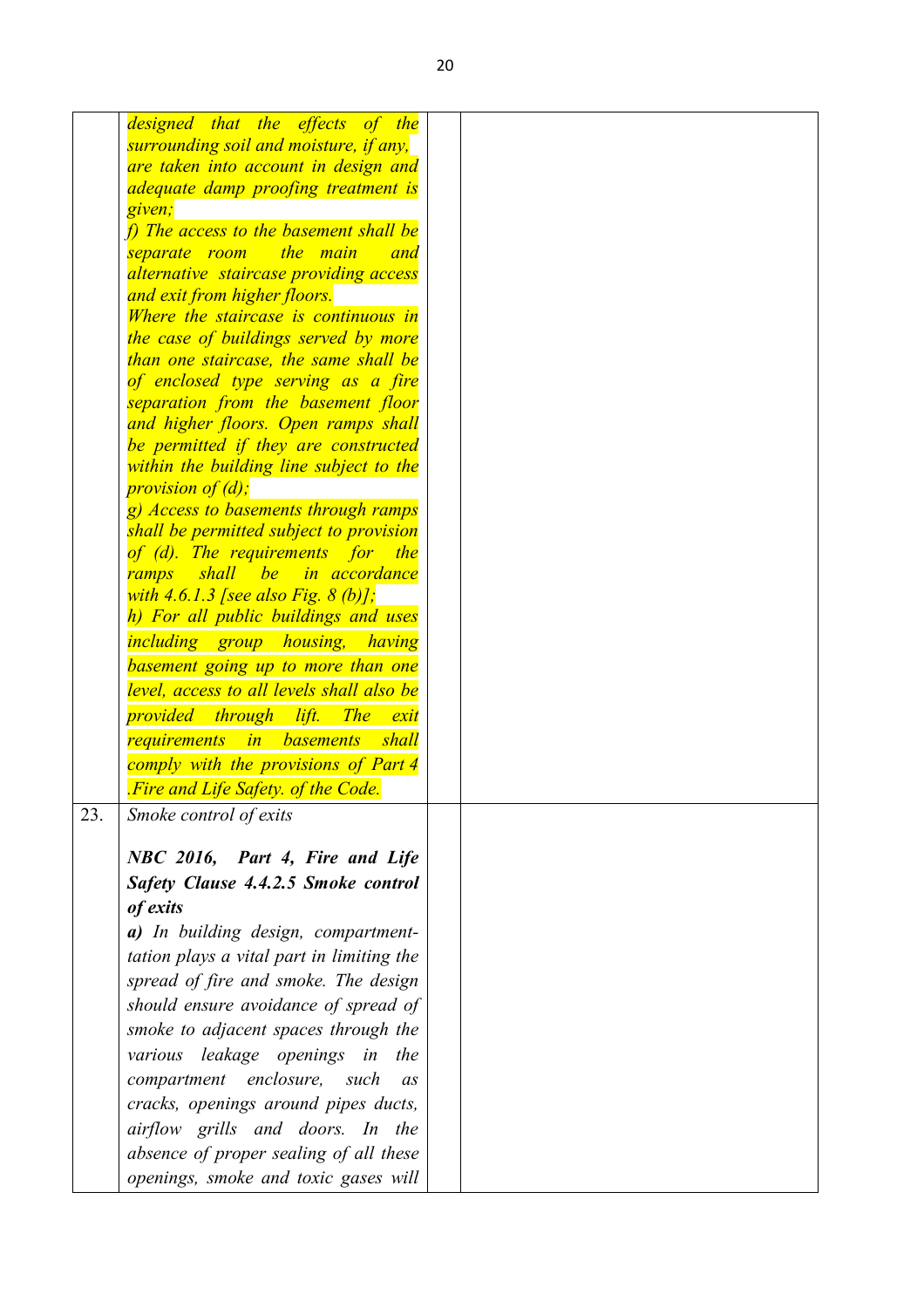| | | | |
|---|---|---|---|
| | *designed that the effects of the surrounding soil and moisture, if any, are taken into account in design and adequate damp proofing treatment is given;*<br>*f) The access to the basement shall be separate room the main and alternative staircase providing access and exit from higher floors.*<br>*Where the staircase is continuous in the case of buildings served by more than one staircase, the same shall be of enclosed type serving as a fire separation from the basement floor and higher floors. Open ramps shall be permitted if they are constructed within the building line subject to the provision of (d);*<br>*g) Access to basements through ramps shall be permitted subject to provision of (d). The requirements for the ramps shall be in accordance with 4.6.1.3 [see also Fig. 8 (b)];*<br>*h) For all public buildings and uses including group housing, having basement going up to more than one level, access to all levels shall also be provided through lift. The exit requirements in basements shall comply with the provisions of Part 4 .Fire and Life Safety. of the Code.* | | |
| 23. | *Smoke control of exits*<br><br>***NBC 2016, Part 4, Fire and Life Safety Clause 4.4.2.5 Smoke control of exits***<br>***a)*** *In building design, compartment-tation plays a vital part in limiting the spread of fire and smoke. The design should ensure avoidance of spread of smoke to adjacent spaces through the various leakage openings in the compartment enclosure, such as cracks, openings around pipes ducts, airflow grills and doors. In the absence of proper sealing of all these openings, smoke and toxic gases will* | | |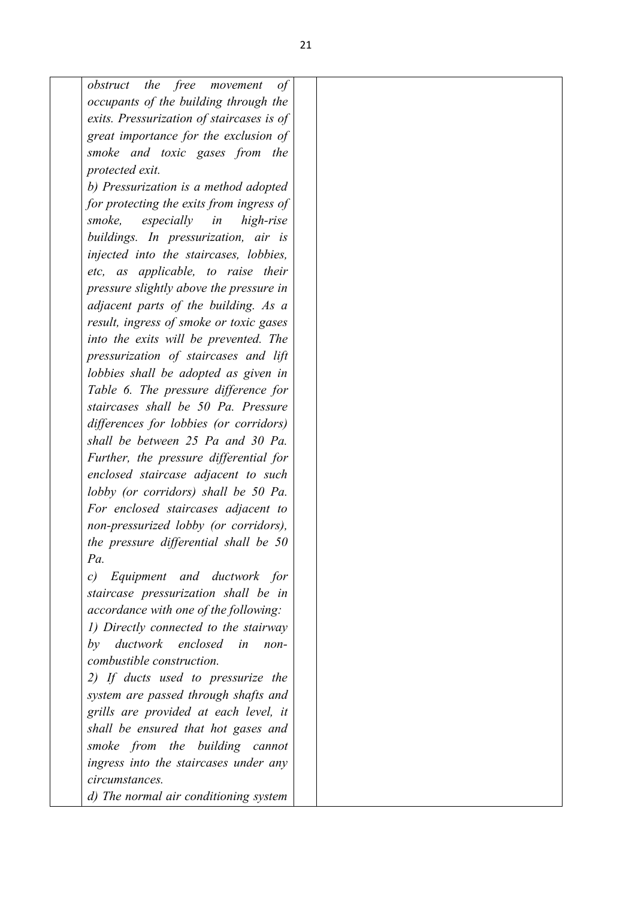| | | | |
|---|---|---|---|
| | *obstruct the free movement of occupants of the building through the exits. Pressurization of staircases is of great importance for the exclusion of smoke and toxic gases from the protected exit.*<br>*b) Pressurization is a method adopted for protecting the exits from ingress of smoke, especially in high-rise buildings. In pressurization, air is injected into the staircases, lobbies, etc, as applicable, to raise their pressure slightly above the pressure in adjacent parts of the building. As a result, ingress of smoke or toxic gases into the exits will be prevented. The pressurization of staircases and lift lobbies shall be adopted as given in Table 6. The pressure difference for staircases shall be 50 Pa. Pressure differences for lobbies (or corridors) shall be between 25 Pa and 30 Pa. Further, the pressure differential for enclosed staircase adjacent to such lobby (or corridors) shall be 50 Pa. For enclosed staircases adjacent to non-pressurized lobby (or corridors), the pressure differential shall be 50 Pa.*<br>*c) Equipment and ductwork for staircase pressurization shall be in accordance with one of the following:*<br>*1) Directly connected to the stairway by ductwork enclosed in non-combustible construction.*<br>*2) If ducts used to pressurize the system are passed through shafts and grills are provided at each level, it shall be ensured that hot gases and smoke from the building cannot ingress into the staircases under any circumstances.*<br>*d) The normal air conditioning system* | | |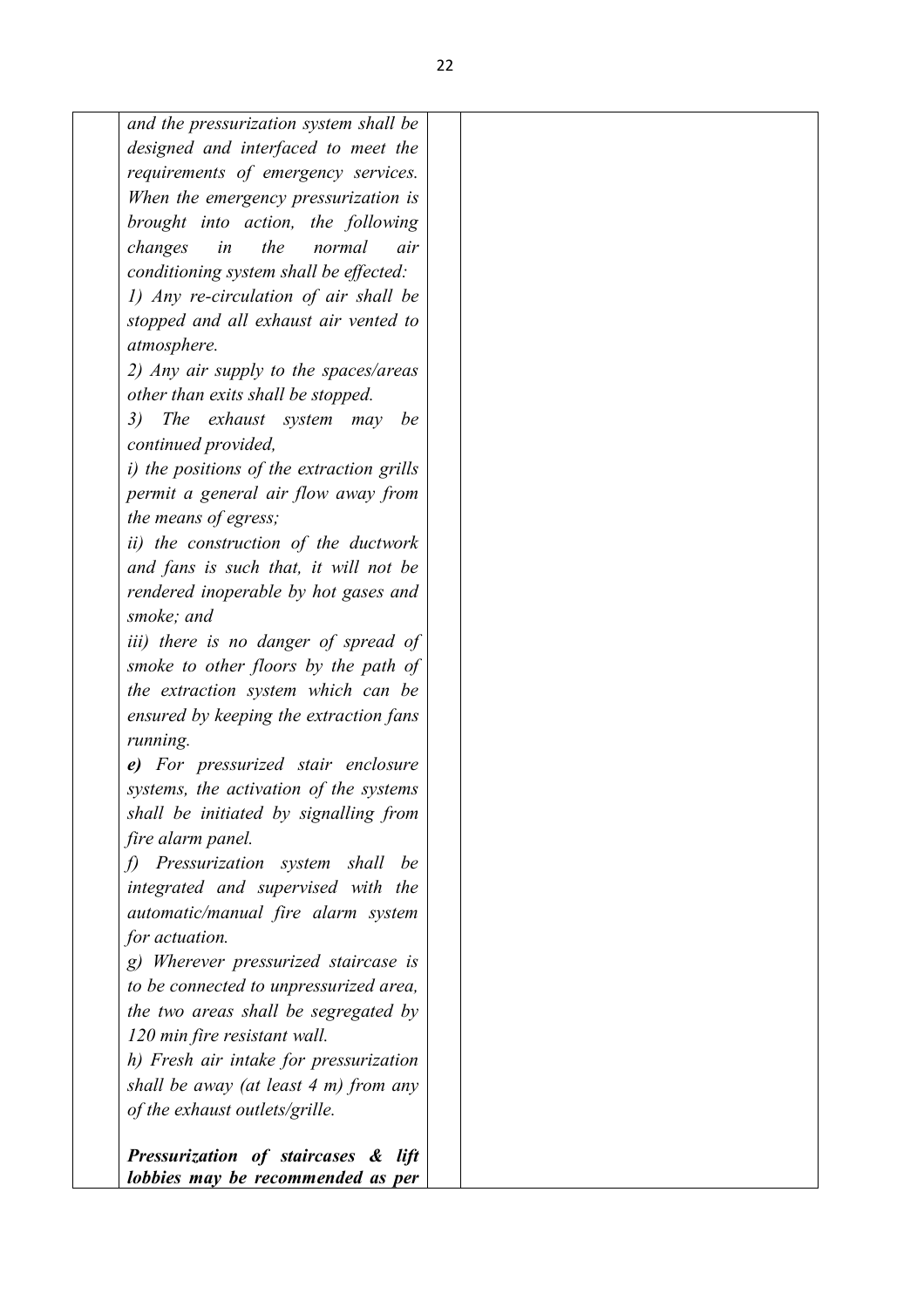| | | | |
|---|---|---|---|
| | *and the pressurization system shall be designed and interfaced to meet the requirements of emergency services. When the emergency pressurization is brought into action, the following changes in the normal air conditioning system shall be effected:*<br>*1) Any re-circulation of air shall be stopped and all exhaust air vented to atmosphere.*<br>*2) Any air supply to the spaces/areas other than exits shall be stopped.*<br>*3) The exhaust system may be continued provided,*<br>*i) the positions of the extraction grills permit a general air flow away from the means of egress;*<br>*ii) the construction of the ductwork and fans is such that, it will not be rendered inoperable by hot gases and smoke; and*<br>*iii) there is no danger of spread of smoke to other floors by the path of the extraction system which can be ensured by keeping the extraction fans running.*<br>***e)*** *For pressurized stair enclosure systems, the activation of the systems shall be initiated by signalling from fire alarm panel.*<br>*f) Pressurization system shall be integrated and supervised with the automatic/manual fire alarm system for actuation.*<br>*g) Wherever pressurized staircase is to be connected to unpressurized area, the two areas shall be segregated by 120 min fire resistant wall.*<br>*h) Fresh air intake for pressurization shall be away (at least 4 m) from any of the exhaust outlets/grille.*<br><br>***Pressurization of staircases & lift lobbies may be recommended as per*** | | |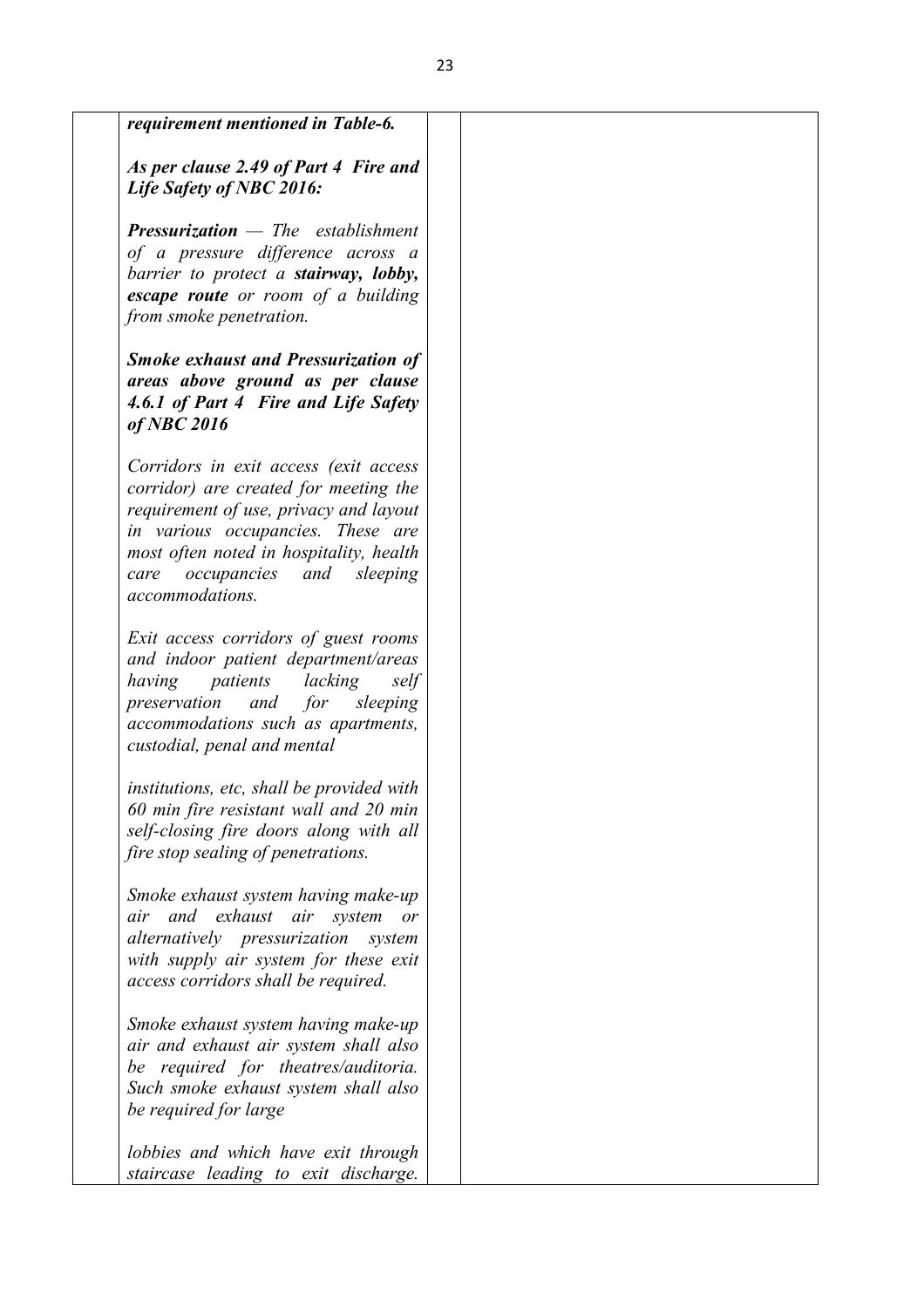| | | | |
|---|---|---|---|
| | ***requirement mentioned in Table-6.***<br><br>***As per clause 2.49 of Part 4 Fire and Life Safety of NBC 2016:***<br><br>***Pressurization*** *— The establishment of a pressure difference across a barrier to protect a* ***stairway, lobby, escape route*** *or room of a building from smoke penetration.*<br><br>***Smoke exhaust and Pressurization of areas above ground as per clause 4.6.1 of Part 4 Fire and Life Safety of NBC 2016***<br><br>*Corridors in exit access (exit access corridor) are created for meeting the requirement of use, privacy and layout in various occupancies. These are most often noted in hospitality, health care occupancies and sleeping accommodations.*<br><br>*Exit access corridors of guest rooms and indoor patient department/areas having patients lacking self preservation and for sleeping accommodations such as apartments, custodial, penal and mental*<br><br>*institutions, etc, shall be provided with 60 min fire resistant wall and 20 min self-closing fire doors along with all fire stop sealing of penetrations.*<br><br>*Smoke exhaust system having make-up air and exhaust air system or alternatively pressurization system with supply air system for these exit access corridors shall be required.*<br><br>*Smoke exhaust system having make-up air and exhaust air system shall also be required for theatres/auditoria. Such smoke exhaust system shall also be required for large*<br><br>*lobbies and which have exit through staircase leading to exit discharge.* | | |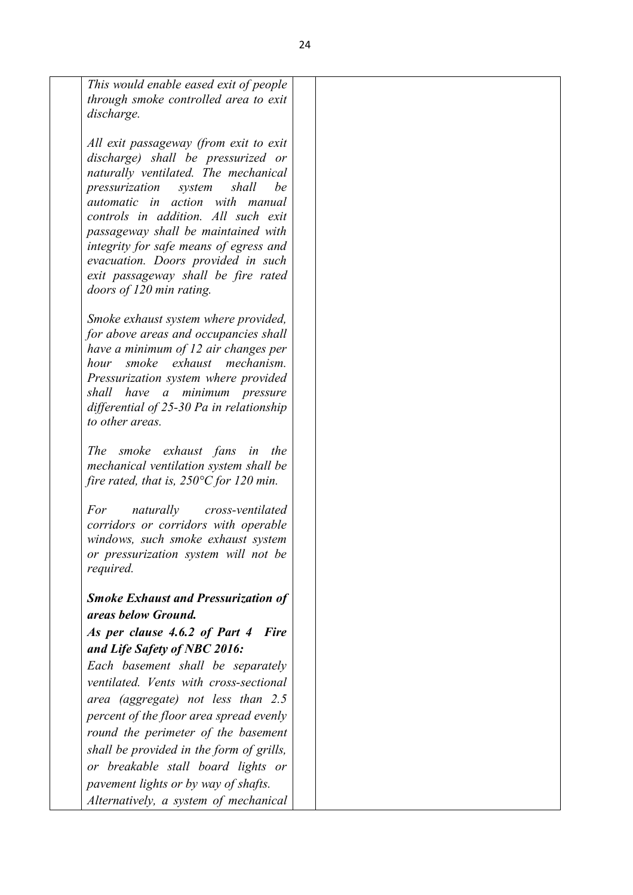*This would enable eased exit of people through smoke controlled area to exit discharge.*

*All exit passageway (from exit to exit discharge) shall be pressurized or naturally ventilated. The mechanical pressurization system shall be automatic in action with manual controls in addition. All such exit passageway shall be maintained with integrity for safe means of egress and evacuation. Doors provided in such exit passageway shall be fire rated doors of 120 min rating.*

*Smoke exhaust system where provided, for above areas and occupancies shall have a minimum of 12 air changes per hour smoke exhaust mechanism. Pressurization system where provided shall have a minimum pressure differential of 25-30 Pa in relationship to other areas.*

*The smoke exhaust fans in the mechanical ventilation system shall be fire rated, that is, 250°C for 120 min.*

*For naturally cross-ventilated corridors or corridors with operable windows, such smoke exhaust system or pressurization system will not be required.*

***Smoke Exhaust and Pressurization of areas below Ground.***

***As per clause 4.6.2 of Part 4 Fire and Life Safety of NBC 2016:***

*Each basement shall be separately ventilated. Vents with cross-sectional area (aggregate) not less than 2.5 percent of the floor area spread evenly round the perimeter of the basement shall be provided in the form of grills, or breakable stall board lights or pavement lights or by way of shafts.*

*Alternatively, a system of mechanical*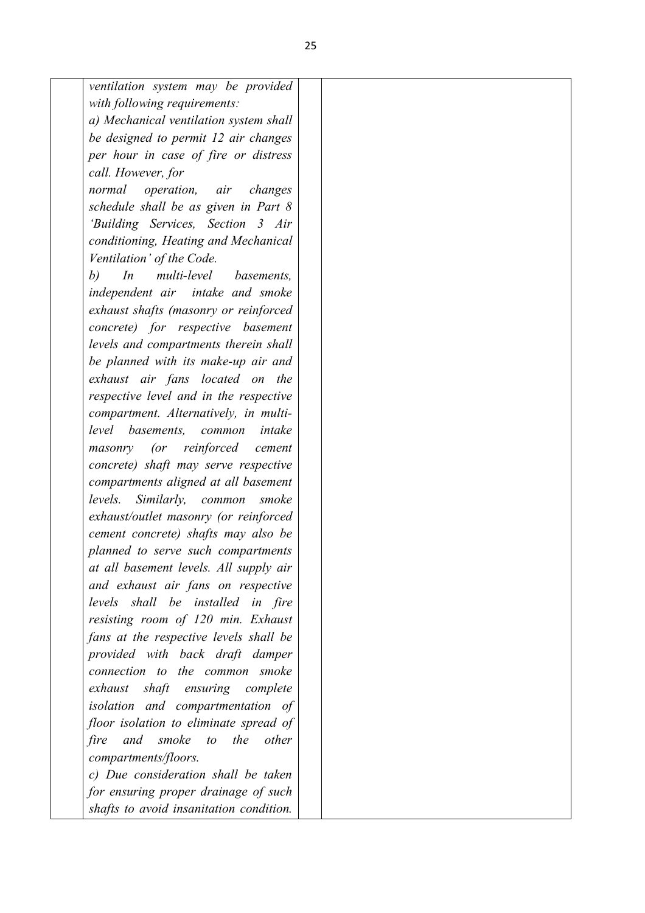| | | | |
|---|---|---|---|
| | *ventilation system may be provided with following requirements:*<br>*a) Mechanical ventilation system shall be designed to permit 12 air changes per hour in case of fire or distress call. However, for normal operation, air changes schedule shall be as given in Part 8 'Building Services, Section 3 Air conditioning, Heating and Mechanical Ventilation' of the Code.*<br>*b) In multi-level basements, independent air intake and smoke exhaust shafts (masonry or reinforced concrete) for respective basement levels and compartments therein shall be planned with its make-up air and exhaust air fans located on the respective level and in the respective compartment. Alternatively, in multi-level basements, common intake masonry (or reinforced cement concrete) shaft may serve respective compartments aligned at all basement levels. Similarly, common smoke exhaust/outlet masonry (or reinforced cement concrete) shafts may also be planned to serve such compartments at all basement levels. All supply air and exhaust air fans on respective levels shall be installed in fire resisting room of 120 min. Exhaust fans at the respective levels shall be provided with back draft damper connection to the common smoke exhaust shaft ensuring complete isolation and compartmentation of floor isolation to eliminate spread of fire and smoke to the other compartments/floors.*<br>*c) Due consideration shall be taken for ensuring proper drainage of such shafts to avoid insanitation condition.* | | |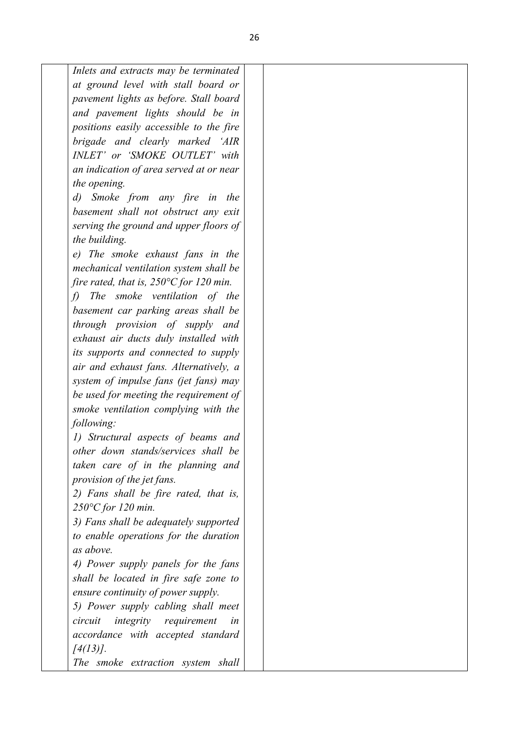| | | | |
|---|---|---|---|
| | *Inlets and extracts may be terminated at ground level with stall board or pavement lights as before. Stall board and pavement lights should be in positions easily accessible to the fire brigade and clearly marked 'AIR INLET' or 'SMOKE OUTLET' with an indication of area served at or near the opening.*<br>*d) Smoke from any fire in the basement shall not obstruct any exit serving the ground and upper floors of the building.*<br>*e) The smoke exhaust fans in the mechanical ventilation system shall be fire rated, that is, 250°C for 120 min.*<br>*f) The smoke ventilation of the basement car parking areas shall be through provision of supply and exhaust air ducts duly installed with its supports and connected to supply air and exhaust fans. Alternatively, a system of impulse fans (jet fans) may be used for meeting the requirement of smoke ventilation complying with the following:*<br>*1) Structural aspects of beams and other down stands/services shall be taken care of in the planning and provision of the jet fans.*<br>*2) Fans shall be fire rated, that is, 250°C for 120 min.*<br>*3) Fans shall be adequately supported to enable operations for the duration as above.*<br>*4) Power supply panels for the fans shall be located in fire safe zone to ensure continuity of power supply.*<br>*5) Power supply cabling shall meet circuit integrity requirement in accordance with accepted standard [4(13)].*<br>*The smoke extraction system shall* | | |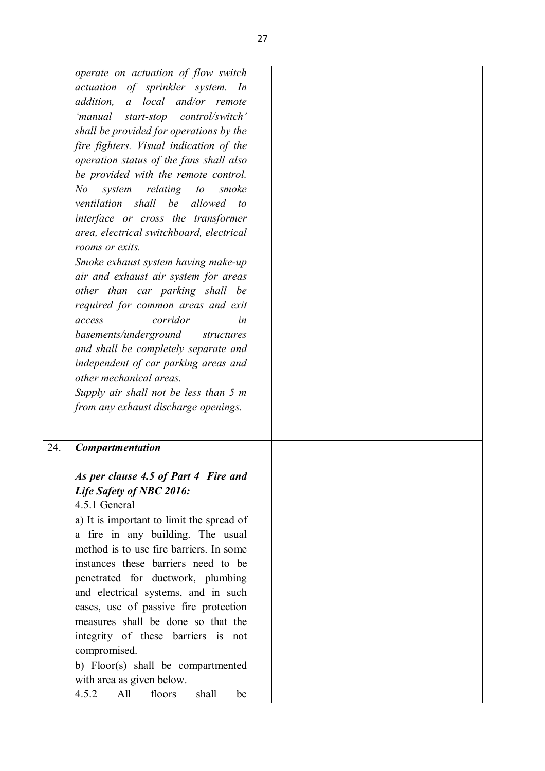|  |  |  |  |
|---|---|---|---|
|  | *operate on actuation of flow switch actuation of sprinkler system. In addition, a local and/or remote 'manual start-stop control/switch' shall be provided for operations by the fire fighters. Visual indication of the operation status of the fans shall also be provided with the remote control. No system relating to smoke ventilation shall be allowed to interface or cross the transformer area, electrical switchboard, electrical rooms or exits.*<br>*Smoke exhaust system having make-up air and exhaust air system for areas other than car parking shall be required for common areas and exit access corridor in basements/underground structures and shall be completely separate and independent of car parking areas and other mechanical areas.*<br>*Supply air shall not be less than 5 m from any exhaust discharge openings.* |  |  |
| 24. | ***Compartmentation***<br><br>***As per clause 4.5 of Part 4 Fire and Life Safety of NBC 2016:***<br>4.5.1 General<br>a) It is important to limit the spread of a fire in any building. The usual method is to use fire barriers. In some instances these barriers need to be penetrated for ductwork, plumbing and electrical systems, and in such cases, use of passive fire protection measures shall be done so that the integrity of these barriers is not compromised.<br>b) Floor(s) shall be compartmented with area as given below.<br>4.5.2 All floors shall be |  |  |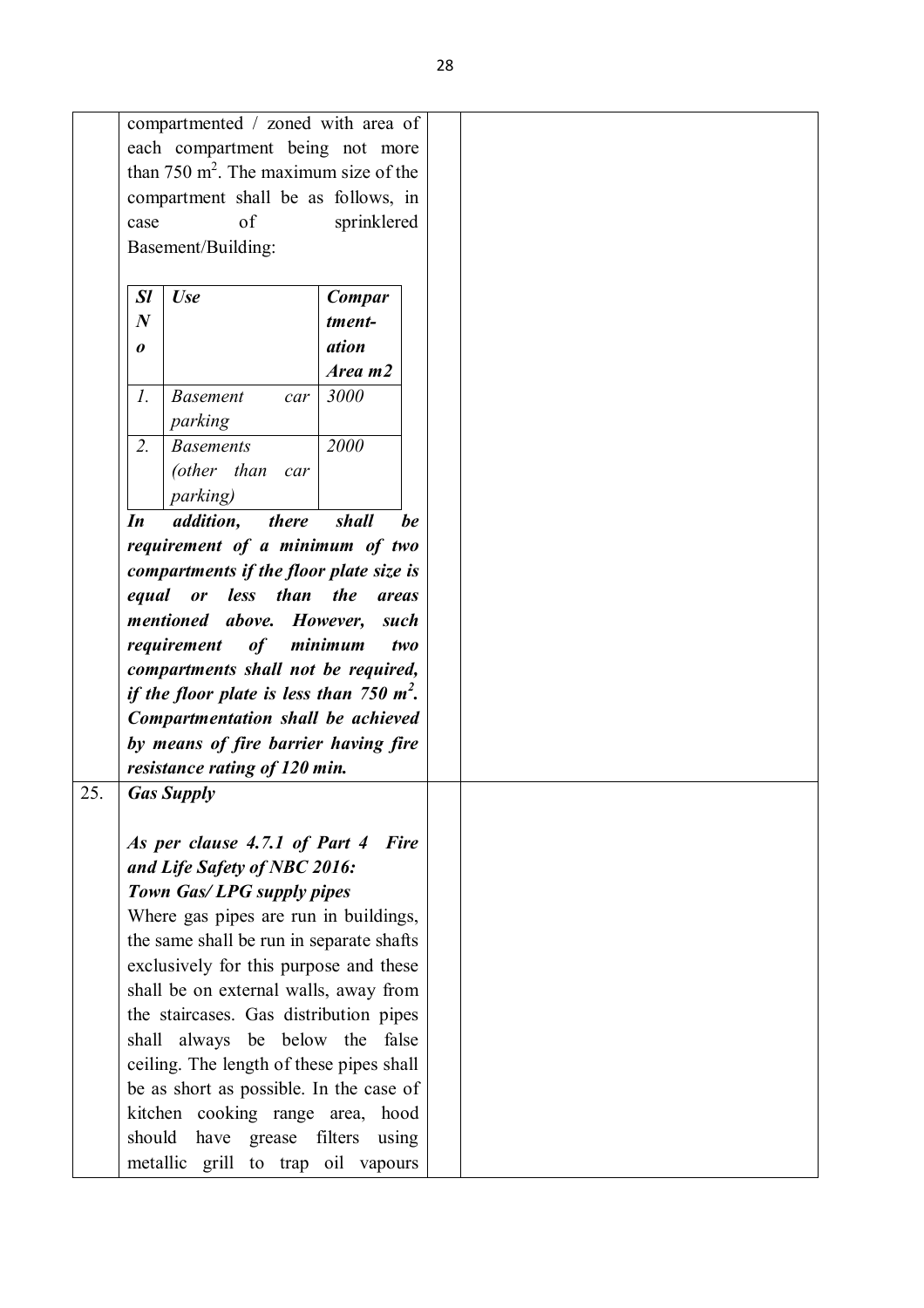| | | | |
|---|---|---|---|
| | compartmented / zoned with area of each compartment being not more than 750 $m^2$. The maximum size of the compartment shall be as follows, in case of sprinklered Basement/Building:<br><br>*Sl No* \| *Use* \| *Compartmentation Area m2*<br>*1.* \| *Basement car parking* \| *3000*<br>*2.* \| *Basements (other than car parking)* \| *2000*<br><br>***In addition, there shall be requirement of a minimum of two compartments if the floor plate size is equal or less than the areas mentioned above. However, such requirement of minimum two compartments shall not be required, if the floor plate is less than 750 $m^2$. Compartmentation shall be achieved by means of fire barrier having fire resistance rating of 120 min.*** | | |
| 25. | ***Gas Supply***<br><br>***As per clause 4.7.1 of Part 4 Fire and Life Safety of NBC 2016:***<br>***Town Gas/ LPG supply pipes***<br>Where gas pipes are run in buildings, the same shall be run in separate shafts exclusively for this purpose and these shall be on external walls, away from the staircases. Gas distribution pipes shall always be below the false ceiling. The length of these pipes shall be as short as possible. In the case of kitchen cooking range area, hood should have grease filters using metallic grill to trap oil vapours | | |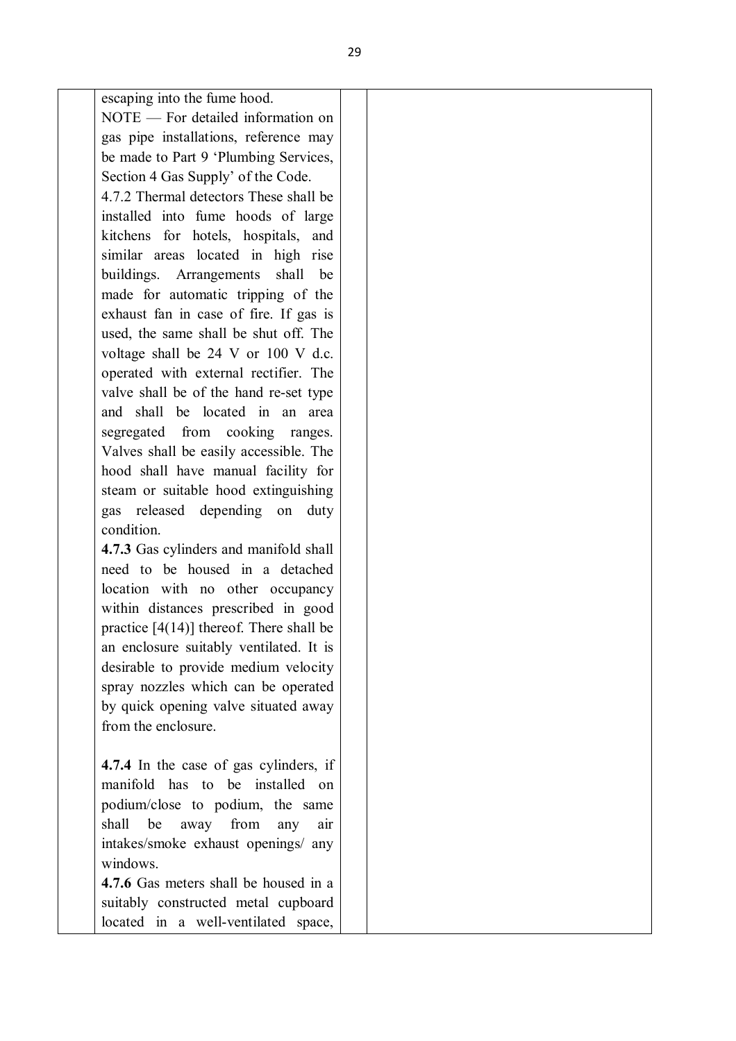| | | | |
|---|---|---|---|
| | escaping into the fume hood.<br>NOTE — For detailed information on gas pipe installations, reference may be made to Part 9 'Plumbing Services, Section 4 Gas Supply' of the Code.<br>4.7.2 Thermal detectors These shall be installed into fume hoods of large kitchens for hotels, hospitals, and similar areas located in high rise buildings. Arrangements shall be made for automatic tripping of the exhaust fan in case of fire. If gas is used, the same shall be shut off. The voltage shall be 24 V or 100 V d.c. operated with external rectifier. The valve shall be of the hand re-set type and shall be located in an area segregated from cooking ranges. Valves shall be easily accessible. The hood shall have manual facility for steam or suitable hood extinguishing gas released depending on duty condition.<br>**4.7.3** Gas cylinders and manifold shall need to be housed in a detached location with no other occupancy within distances prescribed in good practice [4(14)] thereof. There shall be an enclosure suitably ventilated. It is desirable to provide medium velocity spray nozzles which can be operated by quick opening valve situated away from the enclosure.<br><br>**4.7.4** In the case of gas cylinders, if manifold has to be installed on podium/close to podium, the same shall be away from any air intakes/smoke exhaust openings/ any windows.<br>**4.7.6** Gas meters shall be housed in a suitably constructed metal cupboard located in a well-ventilated space, | | |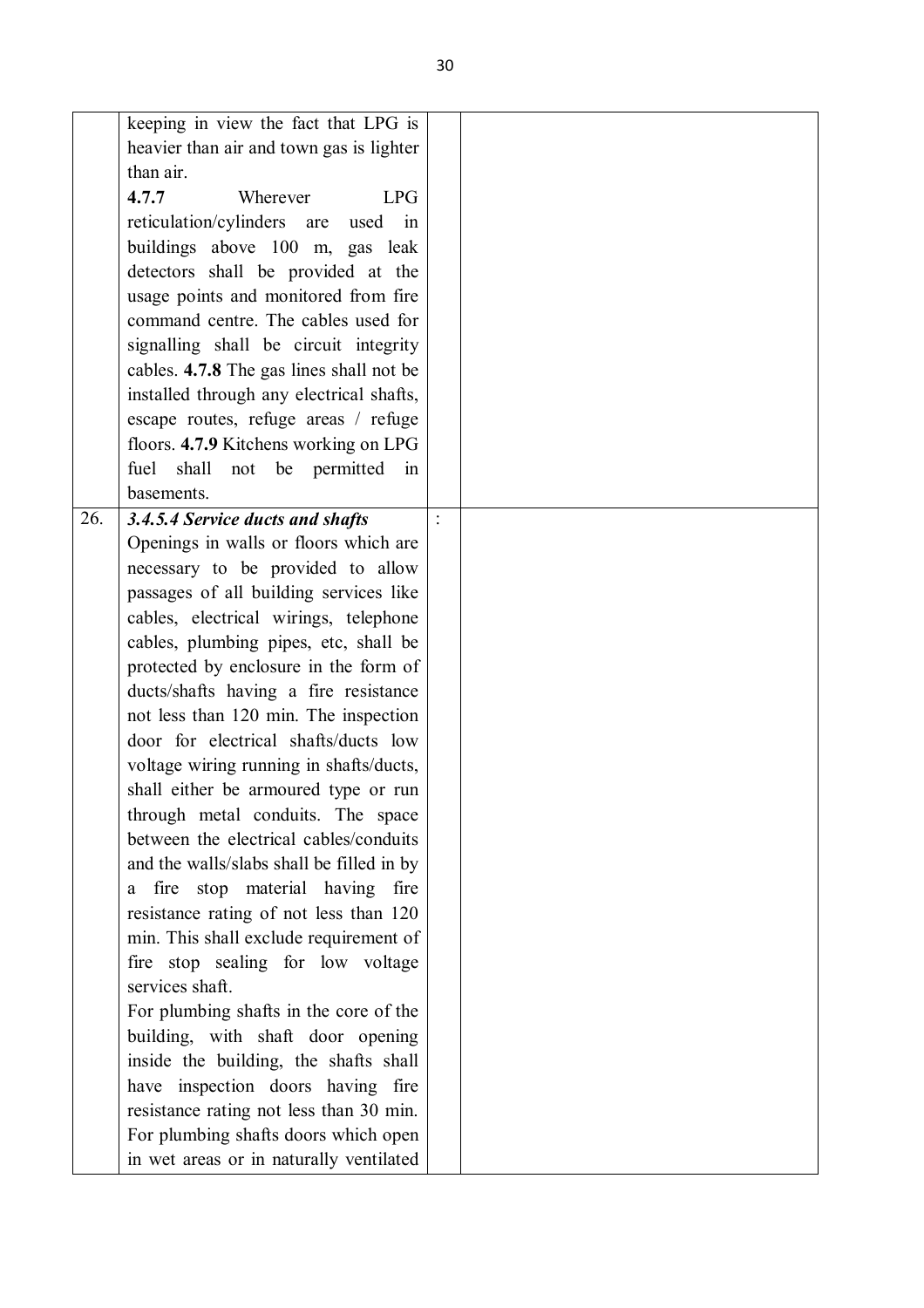|  |  |  |  |
|---|---|---|---|
|  | keeping in view the fact that LPG is heavier than air and town gas is lighter than air.<br>**4.7.7** Wherever LPG reticulation/cylinders are used in buildings above 100 m, gas leak detectors shall be provided at the usage points and monitored from fire command centre. The cables used for signalling shall be circuit integrity cables. **4.7.8** The gas lines shall not be installed through any electrical shafts, escape routes, refuge areas / refuge floors. **4.7.9** Kitchens working on LPG fuel shall not be permitted in basements. |  |  |
| 26. | ***3.4.5.4 Service ducts and shafts***<br>Openings in walls or floors which are necessary to be provided to allow passages of all building services like cables, electrical wirings, telephone cables, plumbing pipes, etc, shall be protected by enclosure in the form of ducts/shafts having a fire resistance not less than 120 min. The inspection door for electrical shafts/ducts low voltage wiring running in shafts/ducts, shall either be armoured type or run through metal conduits. The space between the electrical cables/conduits and the walls/slabs shall be filled in by a fire stop material having fire resistance rating of not less than 120 min. This shall exclude requirement of fire stop sealing for low voltage services shaft.<br>For plumbing shafts in the core of the building, with shaft door opening inside the building, the shafts shall have inspection doors having fire resistance rating not less than 30 min. For plumbing shafts doors which open in wet areas or in naturally ventilated | : |  |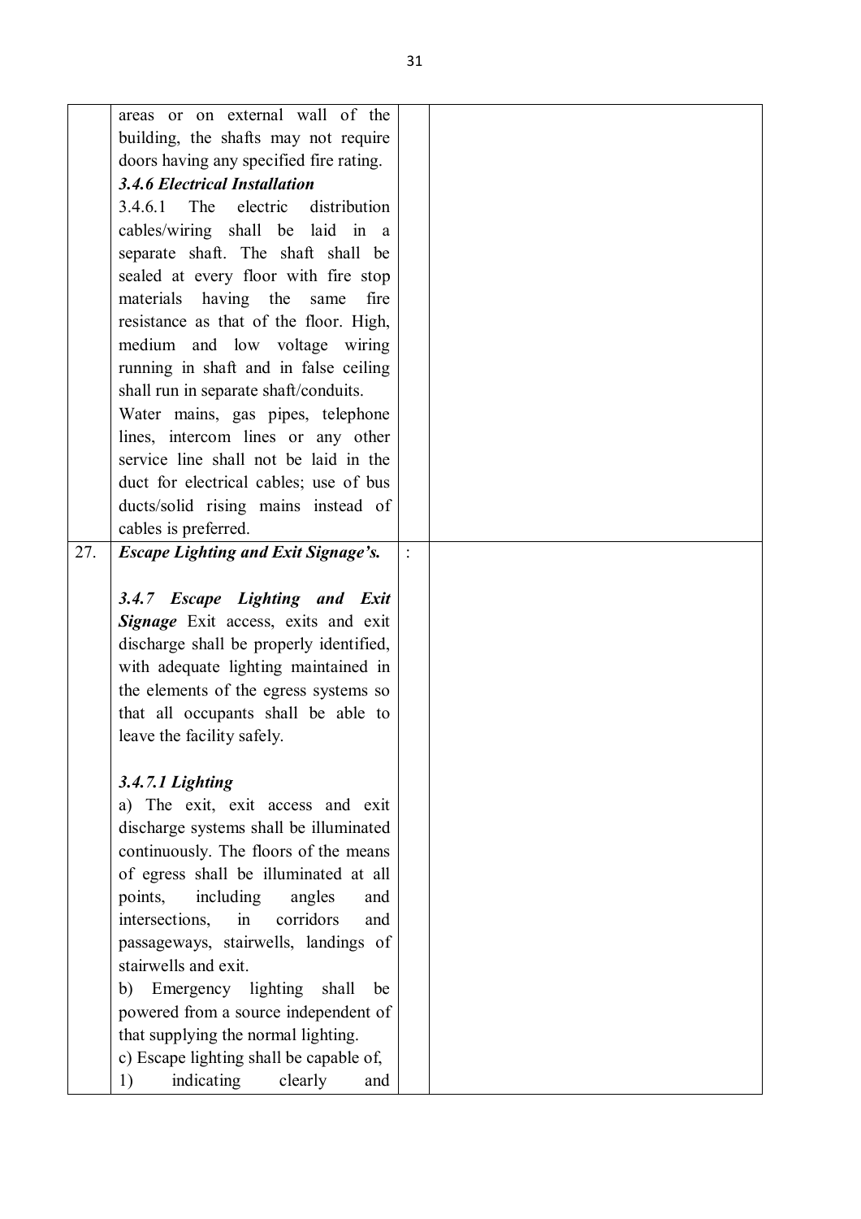| | | | |
|---|---|---|---|
| | areas or on external wall of the building, the shafts may not require doors having any specified fire rating.<br>***3.4.6 Electrical Installation***<br>3.4.6.1 The electric distribution cables/wiring shall be laid in a separate shaft. The shaft shall be sealed at every floor with fire stop materials having the same fire resistance as that of the floor. High, medium and low voltage wiring running in shaft and in false ceiling shall run in separate shaft/conduits.<br>Water mains, gas pipes, telephone lines, intercom lines or any other service line shall not be laid in the duct for electrical cables; use of bus ducts/solid rising mains instead of cables is preferred. | | |
| 27. | ***Escape Lighting and Exit Signage's.***<br><br>***3.4.7 Escape Lighting and Exit Signage*** Exit access, exits and exit discharge shall be properly identified, with adequate lighting maintained in the elements of the egress systems so that all occupants shall be able to leave the facility safely.<br><br>***3.4.7.1 Lighting***<br>a) The exit, exit access and exit discharge systems shall be illuminated continuously. The floors of the means of egress shall be illuminated at all points, including angles and intersections, in corridors and passageways, stairwells, landings of stairwells and exit.<br>b) Emergency lighting shall be powered from a source independent of that supplying the normal lighting.<br>c) Escape lighting shall be capable of,<br>1) indicating clearly and | : | |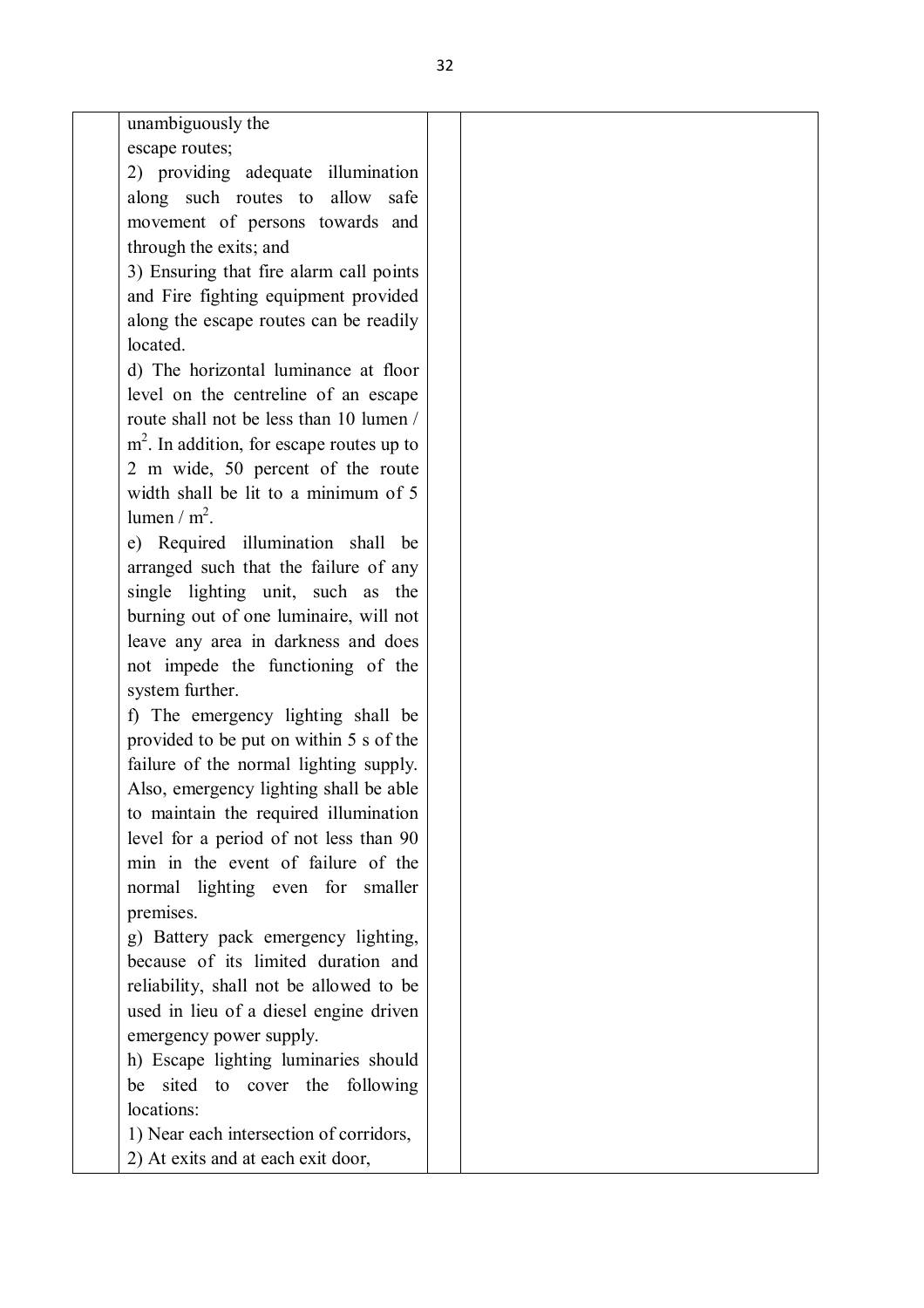| | unambiguously the escape routes;<br>2) providing adequate illumination along such routes to allow safe movement of persons towards and through the exits; and<br>3) Ensuring that fire alarm call points and Fire fighting equipment provided along the escape routes can be readily located.<br>d) The horizontal luminance at floor level on the centreline of an escape route shall not be less than 10 lumen / $m^2$. In addition, for escape routes up to 2 m wide, 50 percent of the route width shall be lit to a minimum of 5 lumen / $m^2$.<br>e) Required illumination shall be arranged such that the failure of any single lighting unit, such as the burning out of one luminaire, will not leave any area in darkness and does not impede the functioning of the system further.<br>f) The emergency lighting shall be provided to be put on within 5 s of the failure of the normal lighting supply. Also, emergency lighting shall be able to maintain the required illumination level for a period of not less than 90 min in the event of failure of the normal lighting even for smaller premises.<br>g) Battery pack emergency lighting, because of its limited duration and reliability, shall not be allowed to be used in lieu of a diesel engine driven emergency power supply.<br>h) Escape lighting luminaries should be sited to cover the following locations:<br>1) Near each intersection of corridors,<br>2) At exits and at each exit door, | | |
|---|---|---|---|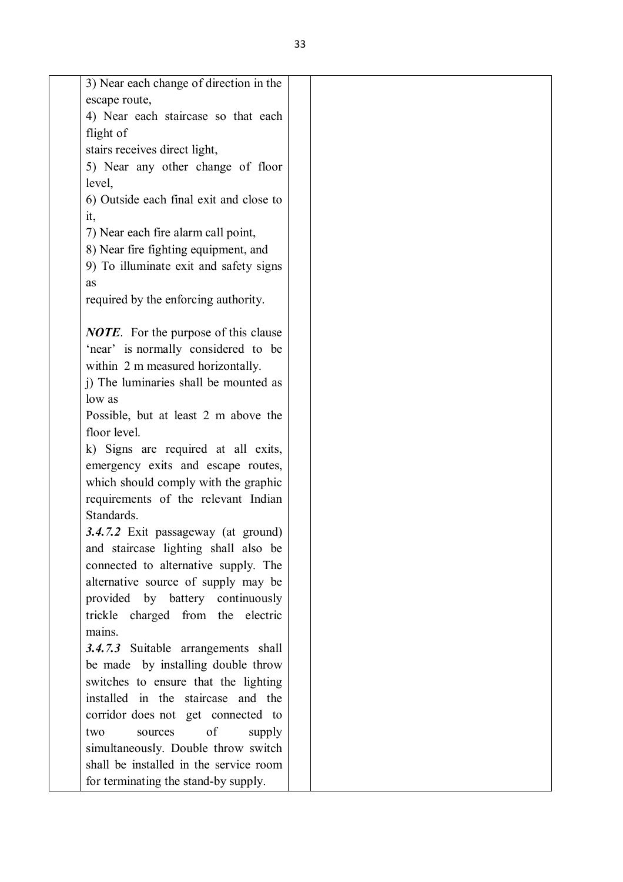| | | | |
|---|---|---|---|
| | 3) Near each change of direction in the escape route,<br>4) Near each staircase so that each flight of<br>stairs receives direct light,<br>5) Near any other change of floor level,<br>6) Outside each final exit and close to it,<br>7) Near each fire alarm call point,<br>8) Near fire fighting equipment, and<br>9) To illuminate exit and safety signs as<br>required by the enforcing authority.<br><br>***NOTE***. For the purpose of this clause 'near' is normally considered to be within 2 m measured horizontally.<br>j) The luminaries shall be mounted as low as<br>Possible, but at least 2 m above the floor level.<br>k) Signs are required at all exits, emergency exits and escape routes, which should comply with the graphic requirements of the relevant Indian Standards.<br>***3.4.7.2*** Exit passageway (at ground) and staircase lighting shall also be connected to alternative supply. The alternative source of supply may be provided by battery continuously trickle charged from the electric mains.<br>***3.4.7.3*** Suitable arrangements shall be made by installing double throw switches to ensure that the lighting installed in the staircase and the corridor does not get connected to two sources of supply simultaneously. Double throw switch shall be installed in the service room for terminating the stand-by supply. | | |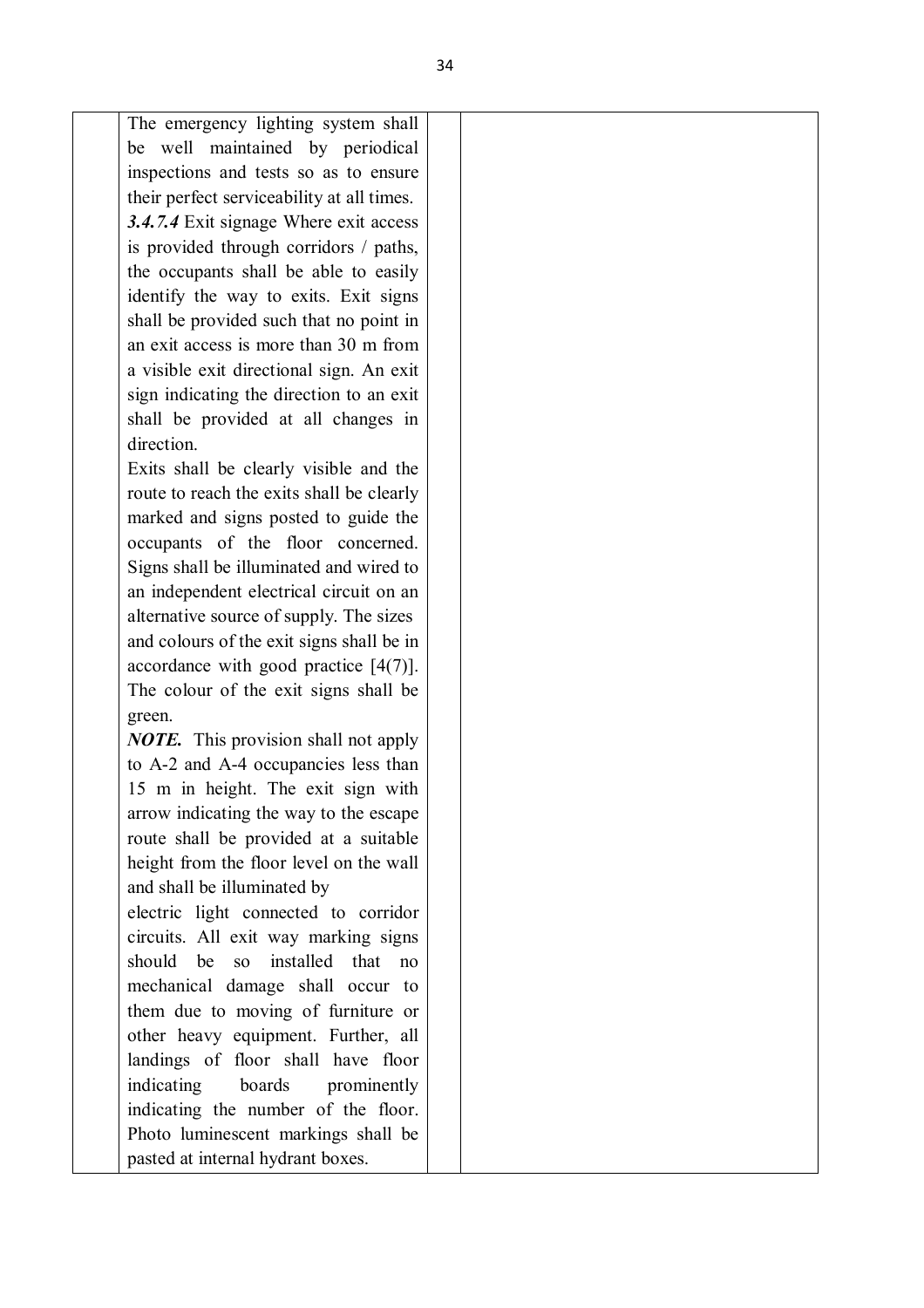| | | | |
|---|---|---|---|
| | The emergency lighting system shall be well maintained by periodical inspections and tests so as to ensure their perfect serviceability at all times.<br>***3.4.7.4*** Exit signage Where exit access is provided through corridors / paths, the occupants shall be able to easily identify the way to exits. Exit signs shall be provided such that no point in an exit access is more than 30 m from a visible exit directional sign. An exit sign indicating the direction to an exit shall be provided at all changes in direction.<br>Exits shall be clearly visible and the route to reach the exits shall be clearly marked and signs posted to guide the occupants of the floor concerned. Signs shall be illuminated and wired to an independent electrical circuit on an alternative source of supply. The sizes and colours of the exit signs shall be in accordance with good practice [4(7)]. The colour of the exit signs shall be green.<br>***NOTE.*** This provision shall not apply to A-2 and A-4 occupancies less than 15 m in height. The exit sign with arrow indicating the way to the escape route shall be provided at a suitable height from the floor level on the wall and shall be illuminated by electric light connected to corridor circuits. All exit way marking signs should be so installed that no mechanical damage shall occur to them due to moving of furniture or other heavy equipment. Further, all landings of floor shall have floor indicating boards prominently indicating the number of the floor. Photo luminescent markings shall be pasted at internal hydrant boxes. | | |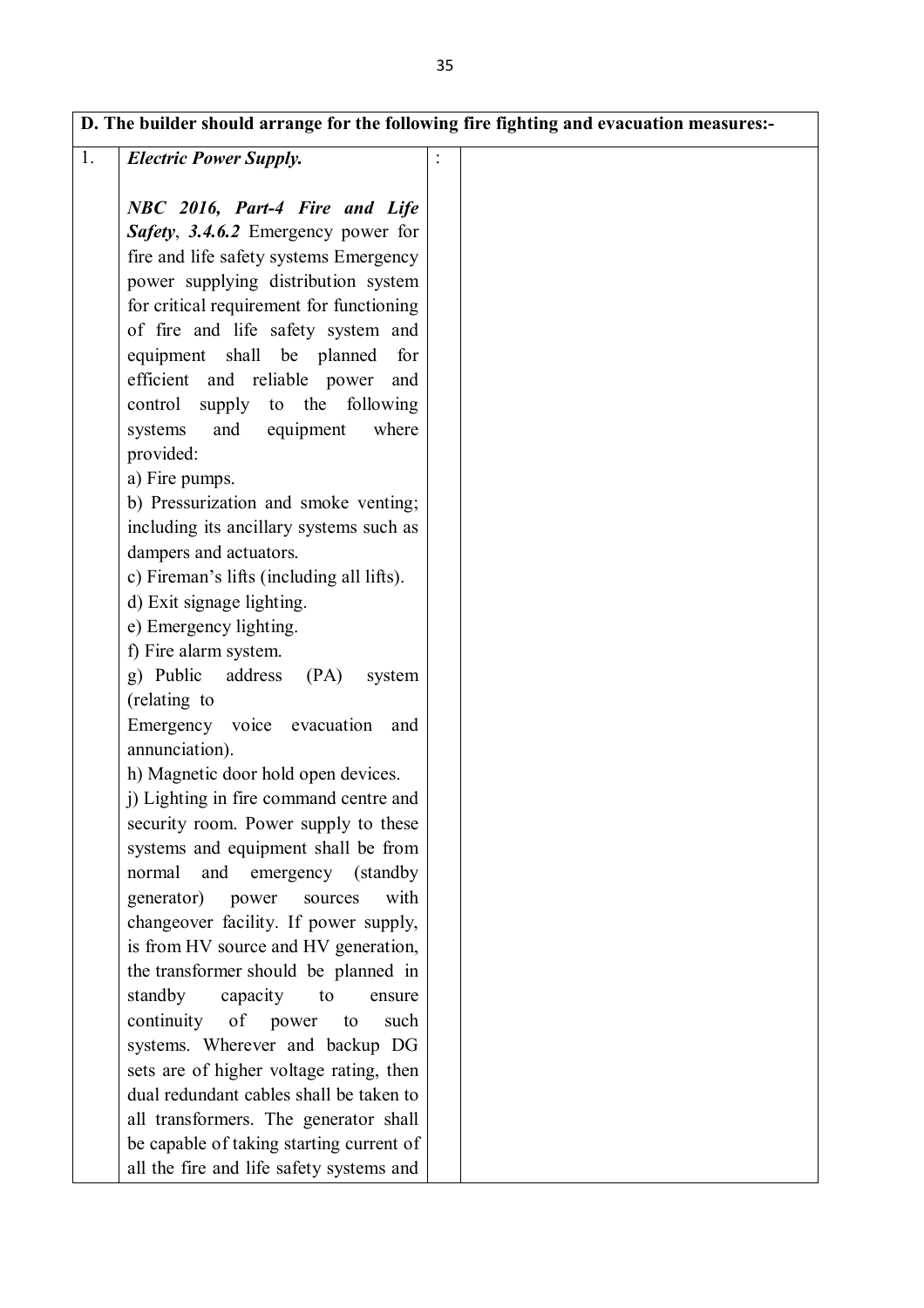| D. The builder should arrange for the following fire fighting and evacuation measures:- | | | |
|---|---|---|---|
| 1. | ***Electric Power Supply.***<br><br>***NBC 2016, Part-4 Fire and Life Safety***, ***3.4.6.2*** Emergency power for fire and life safety systems Emergency power supplying distribution system for critical requirement for functioning of fire and life safety system and equipment shall be planned for efficient and reliable power and control supply to the following systems and equipment where provided:<br>a) Fire pumps.<br>b) Pressurization and smoke venting; including its ancillary systems such as dampers and actuators.<br>c) Fireman's lifts (including all lifts).<br>d) Exit signage lighting.<br>e) Emergency lighting.<br>f) Fire alarm system.<br>g) Public address (PA) system (relating to Emergency voice evacuation and annunciation).<br>h) Magnetic door hold open devices.<br>j) Lighting in fire command centre and security room. Power supply to these systems and equipment shall be from normal and emergency (standby generator) power sources with changeover facility. If power supply, is from HV source and HV generation, the transformer should be planned in standby capacity to ensure continuity of power to such systems. Wherever and backup DG sets are of higher voltage rating, then dual redundant cables shall be taken to all transformers. The generator shall be capable of taking starting current of all the fire and life safety systems and | : | |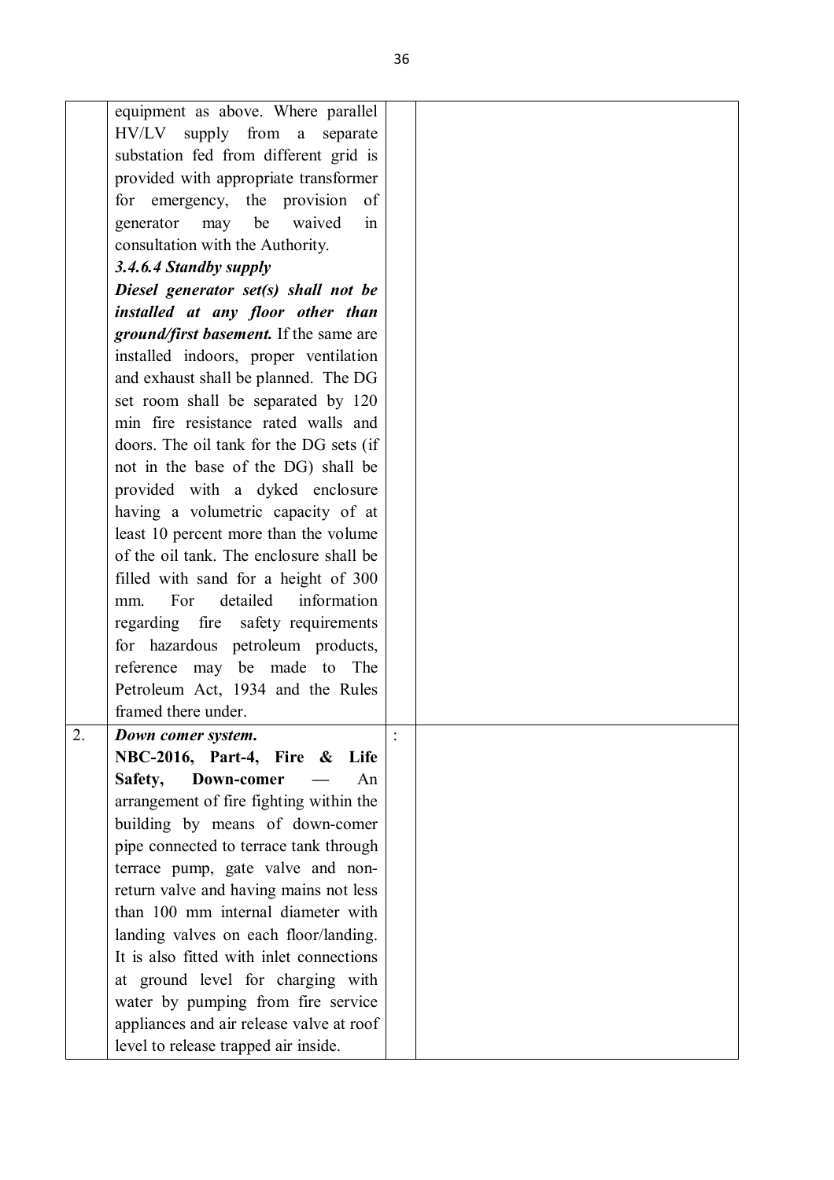| | | | |
|---|---|---|---|
| | equipment as above. Where parallel HV/LV supply from a separate substation fed from different grid is provided with appropriate transformer for emergency, the provision of generator may be waived in consultation with the Authority.<br>***3.4.6.4 Standby supply***<br>***Diesel generator set(s) shall not be installed at any floor other than ground/first basement.*** If the same are installed indoors, proper ventilation and exhaust shall be planned. The DG set room shall be separated by 120 min fire resistance rated walls and doors. The oil tank for the DG sets (if not in the base of the DG) shall be provided with a dyked enclosure having a volumetric capacity of at least 10 percent more than the volume of the oil tank. The enclosure shall be filled with sand for a height of 300 mm. For detailed information regarding fire safety requirements for hazardous petroleum products, reference may be made to The Petroleum Act, 1934 and the Rules framed there under. | | |
| 2. | ***Down comer system.***<br>**NBC-2016, Part-4, Fire & Life Safety, Down-comer** — An arrangement of fire fighting within the building by means of down-comer pipe connected to terrace tank through terrace pump, gate valve and non-return valve and having mains not less than 100 mm internal diameter with landing valves on each floor/landing. It is also fitted with inlet connections at ground level for charging with water by pumping from fire service appliances and air release valve at roof level to release trapped air inside. | : | |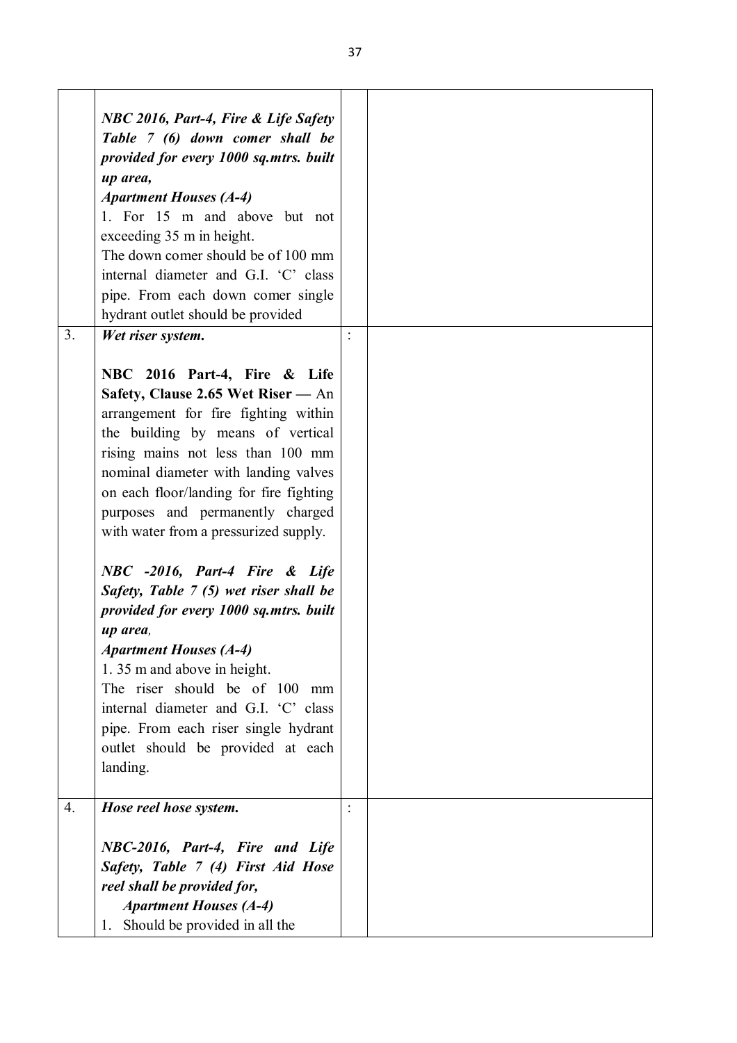| | | | |
|---|---|---|---|
| | ***NBC 2016, Part-4, Fire & Life Safety Table 7 (6) down comer shall be provided for every 1000 sq.mtrs. built up area,***<br>***Apartment Houses (A-4)***<br>1. For 15 m and above but not exceeding 35 m in height.<br>The down comer should be of 100 mm internal diameter and G.I. 'C' class pipe. From each down comer single hydrant outlet should be provided | | |
| 3. | ***Wet riser system.***<br><br>**NBC 2016 Part-4, Fire & Life Safety, Clause 2.65 Wet Riser —** An arrangement for fire fighting within the building by means of vertical rising mains not less than 100 mm nominal diameter with landing valves on each floor/landing for fire fighting purposes and permanently charged with water from a pressurized supply.<br><br>***NBC -2016, Part-4 Fire & Life Safety, Table 7 (5) wet riser shall be provided for every 1000 sq.mtrs. built up area,***<br>***Apartment Houses (A-4)***<br>1. 35 m and above in height.<br>The riser should be of 100 mm internal diameter and G.I. 'C' class pipe. From each riser single hydrant outlet should be provided at each landing. | : | |
| 4. | ***Hose reel hose system.***<br><br>***NBC-2016, Part-4, Fire and Life Safety, Table 7 (4) First Aid Hose reel shall be provided for,***<br>***Apartment Houses (A-4)***<br>1. Should be provided in all the | : | |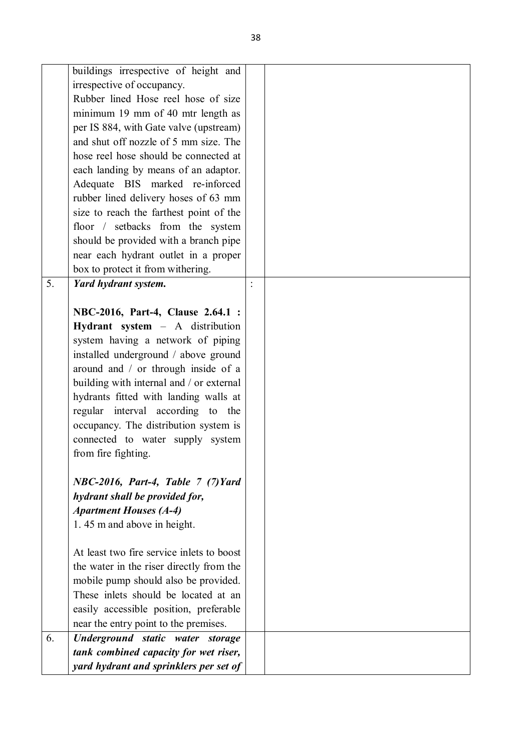|  |  |  |  |
|---|---|---|---|
|  | buildings irrespective of height and irrespective of occupancy.<br>Rubber lined Hose reel hose of size minimum 19 mm of 40 mtr length as per IS 884, with Gate valve (upstream) and shut off nozzle of 5 mm size. The hose reel hose should be connected at each landing by means of an adaptor. Adequate BIS marked re-inforced rubber lined delivery hoses of 63 mm size to reach the farthest point of the floor / setbacks from the system should be provided with a branch pipe near each hydrant outlet in a proper box to protect it from withering. |  |  |
| 5. | ***Yard hydrant system.***<br><br>**NBC-2016, Part-4, Clause 2.64.1 : Hydrant system** – A distribution system having a network of piping installed underground / above ground around and / or through inside of a building with internal and / or external hydrants fitted with landing walls at regular interval according to the occupancy. The distribution system is connected to water supply system from fire fighting.<br><br>***NBC-2016, Part-4, Table 7 (7)Yard hydrant shall be provided for, Apartment Houses (A-4)***<br>1. 45 m and above in height.<br><br>At least two fire service inlets to boost the water in the riser directly from the mobile pump should also be provided. These inlets should be located at an easily accessible position, preferable near the entry point to the premises. | : |  |
| 6. | ***Underground static water storage tank combined capacity for wet riser, yard hydrant and sprinklers per set of*** |  |  |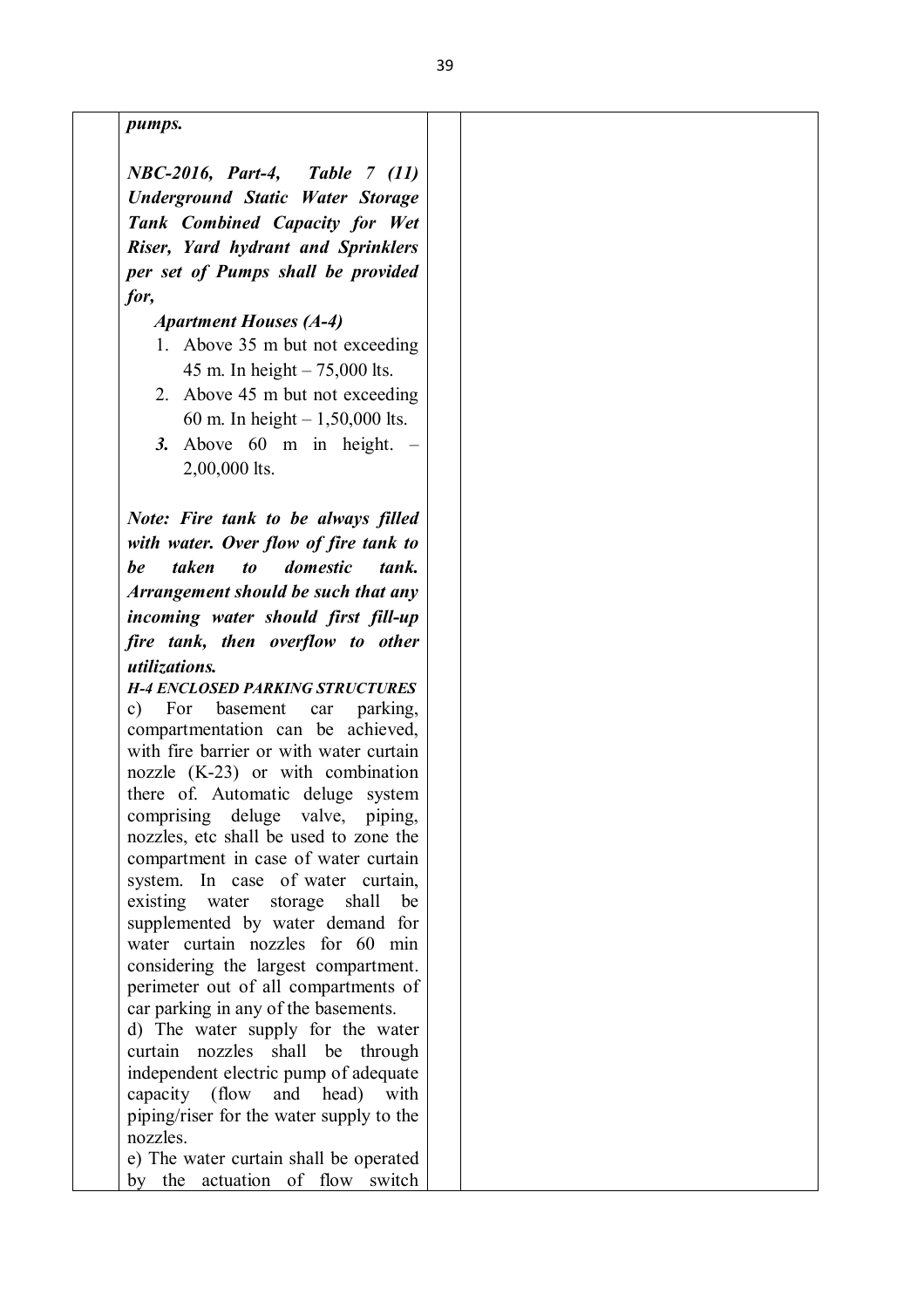| | | | |
|---|---|---|---|
| | ***pumps.***<br><br>***NBC-2016, Part-4, Table 7 (11) Underground Static Water Storage Tank Combined Capacity for Wet Riser, Yard hydrant and Sprinklers per set of Pumps shall be provided for,***<br><br>***Apartment Houses (A-4)***<br>1. Above 35 m but not exceeding 45 m. In height – 75,000 lts.<br>2. Above 45 m but not exceeding 60 m. In height – 1,50,000 lts.<br>***3.*** Above 60 m in height. – 2,00,000 lts.<br><br>***Note: Fire tank to be always filled with water. Over flow of fire tank to be taken to domestic tank. Arrangement should be such that any incoming water should first fill-up fire tank, then overflow to other utilizations.***<br>***H-4 ENCLOSED PARKING STRUCTURES***<br>c) For basement car parking, compartmentation can be achieved, with fire barrier or with water curtain nozzle (K-23) or with combination there of. Automatic deluge system comprising deluge valve, piping, nozzles, etc shall be used to zone the compartment in case of water curtain system. In case of water curtain, existing water storage shall be supplemented by water demand for water curtain nozzles for 60 min considering the largest compartment. perimeter out of all compartments of car parking in any of the basements.<br>d) The water supply for the water curtain nozzles shall be through independent electric pump of adequate capacity (flow and head) with piping/riser for the water supply to the nozzles.<br>e) The water curtain shall be operated by the actuation of flow switch | | |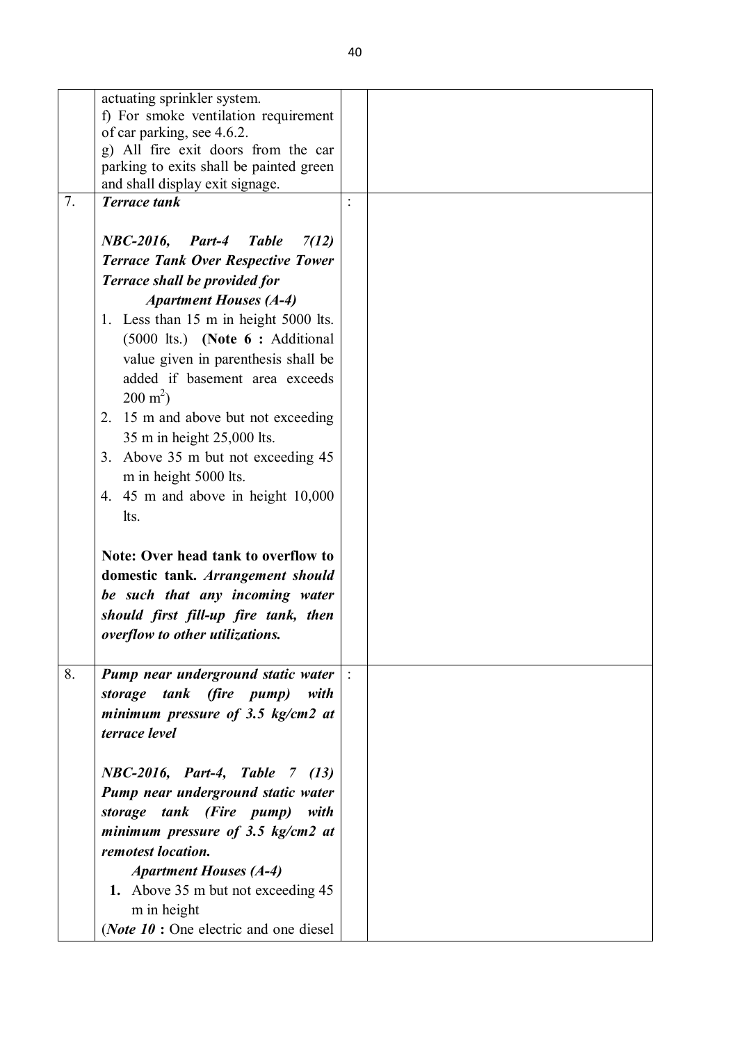| | | | |
|---|---|---|---|
| | actuating sprinkler system.<br>f) For smoke ventilation requirement of car parking, see 4.6.2.<br>g) All fire exit doors from the car parking to exits shall be painted green and shall display exit signage. | | |
| 7. | ***Terrace tank***<br><br>***NBC-2016, Part-4 Table 7(12) Terrace Tank Over Respective Tower Terrace shall be provided for***<br>***Apartment Houses (A-4)***<br>1. Less than 15 m in height 5000 lts. (5000 lts.) **(Note 6 :** Additional value given in parenthesis shall be added if basement area exceeds 200 $m^2$)<br>2. 15 m and above but not exceeding 35 m in height 25,000 lts.<br>3. Above 35 m but not exceeding 45 m in height 5000 lts.<br>4. 45 m and above in height 10,000 lts.<br><br>**Note: Over head tank to overflow to domestic tank.** ***Arrangement should be such that any incoming water should first fill-up fire tank, then overflow to other utilizations.*** | : | |
| 8. | ***Pump near underground static water storage tank (fire pump) with minimum pressure of 3.5 kg/cm2 at terrace level***<br><br>***NBC-2016, Part-4, Table 7 (13) Pump near underground static water storage tank (Fire pump) with minimum pressure of 3.5 kg/cm2 at remotest location.***<br>***Apartment Houses (A-4)***<br>**1.** Above 35 m but not exceeding 45 m in height<br>(***Note 10*** **:** One electric and one diesel | : | |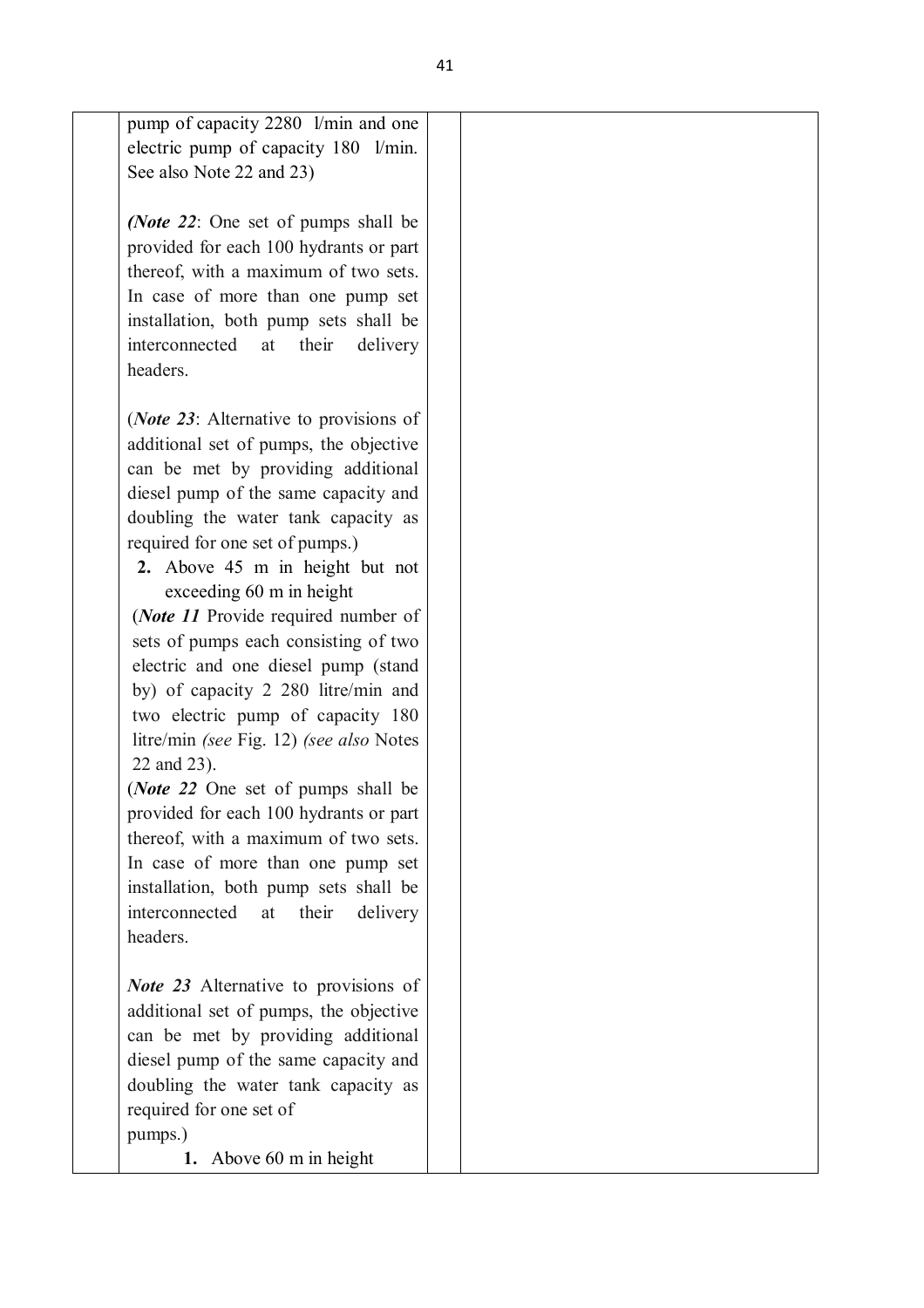| | | | |
|---|---|---|---|
| | pump of capacity 2280 l/min and one electric pump of capacity 180 l/min. See also Note 22 and 23)<br><br>***(Note 22***: One set of pumps shall be provided for each 100 hydrants or part thereof, with a maximum of two sets. In case of more than one pump set installation, both pump sets shall be interconnected at their delivery headers.<br><br>(***Note 23***: Alternative to provisions of additional set of pumps, the objective can be met by providing additional diesel pump of the same capacity and doubling the water tank capacity as required for one set of pumps.)<br>**2.** Above 45 m in height but not exceeding 60 m in height<br>(***Note 11*** Provide required number of sets of pumps each consisting of two electric and one diesel pump (stand by) of capacity 2 280 litre/min and two electric pump of capacity 180 litre/min *(see* Fig. 12) *(see also* Notes 22 and 23).<br>(***Note 22*** One set of pumps shall be provided for each 100 hydrants or part thereof, with a maximum of two sets. In case of more than one pump set installation, both pump sets shall be interconnected at their delivery headers.<br><br>***Note 23*** Alternative to provisions of additional set of pumps, the objective can be met by providing additional diesel pump of the same capacity and doubling the water tank capacity as required for one set of pumps.)<br>**1.** Above 60 m in height | | |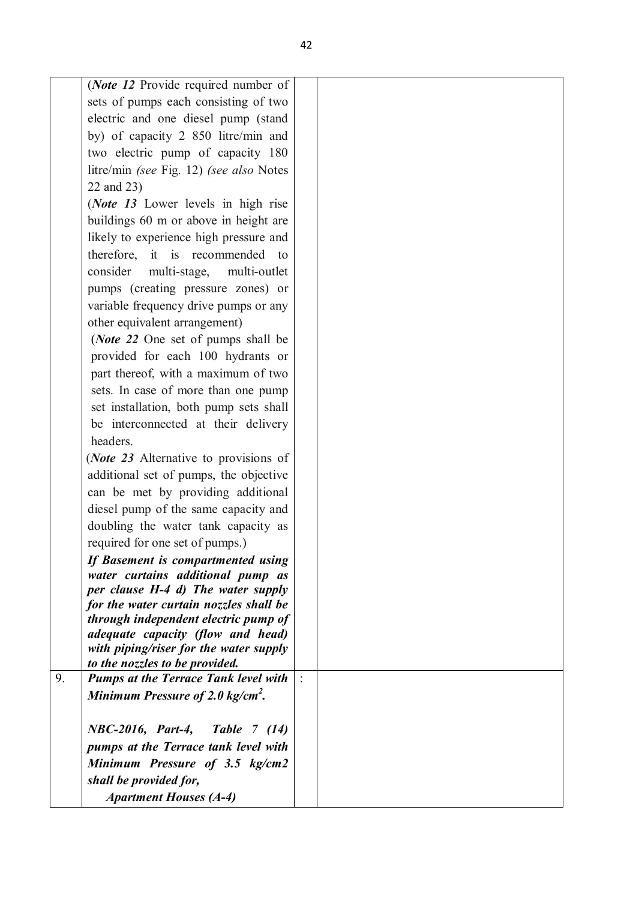| | | | |
|---|---|---|---|
| | (*Note 12* Provide required number of sets of pumps each consisting of two electric and one diesel pump (stand by) of capacity 2 850 litre/min and two electric pump of capacity 180 litre/min *(see* Fig. 12) *(see also* Notes 22 and 23)<br>(*Note 13* Lower levels in high rise buildings 60 m or above in height are likely to experience high pressure and therefore, it is recommended to consider multi-stage, multi-outlet pumps (creating pressure zones) or variable frequency drive pumps or any other equivalent arrangement)<br>(*Note 22* One set of pumps shall be provided for each 100 hydrants or part thereof, with a maximum of two sets. In case of more than one pump set installation, both pump sets shall be interconnected at their delivery headers.<br>(*Note 23* Alternative to provisions of additional set of pumps, the objective can be met by providing additional diesel pump of the same capacity and doubling the water tank capacity as required for one set of pumps.)<br>***If Basement is compartmented using water curtains additional pump as per clause H-4 d) The water supply for the water curtain nozzles shall be through independent electric pump of adequate capacity (flow and head) with piping/riser for the water supply to the nozzles to be provided.*** | | |
| 9. | ***Pumps at the Terrace Tank level with Minimum Pressure of 2.0 kg/cm²*.**<br><br>***NBC-2016, Part-4, Table 7 (14) pumps at the Terrace tank level with Minimum Pressure of 3.5 kg/cm2 shall be provided for,***<br>***Apartment Houses (A-4)*** | : | |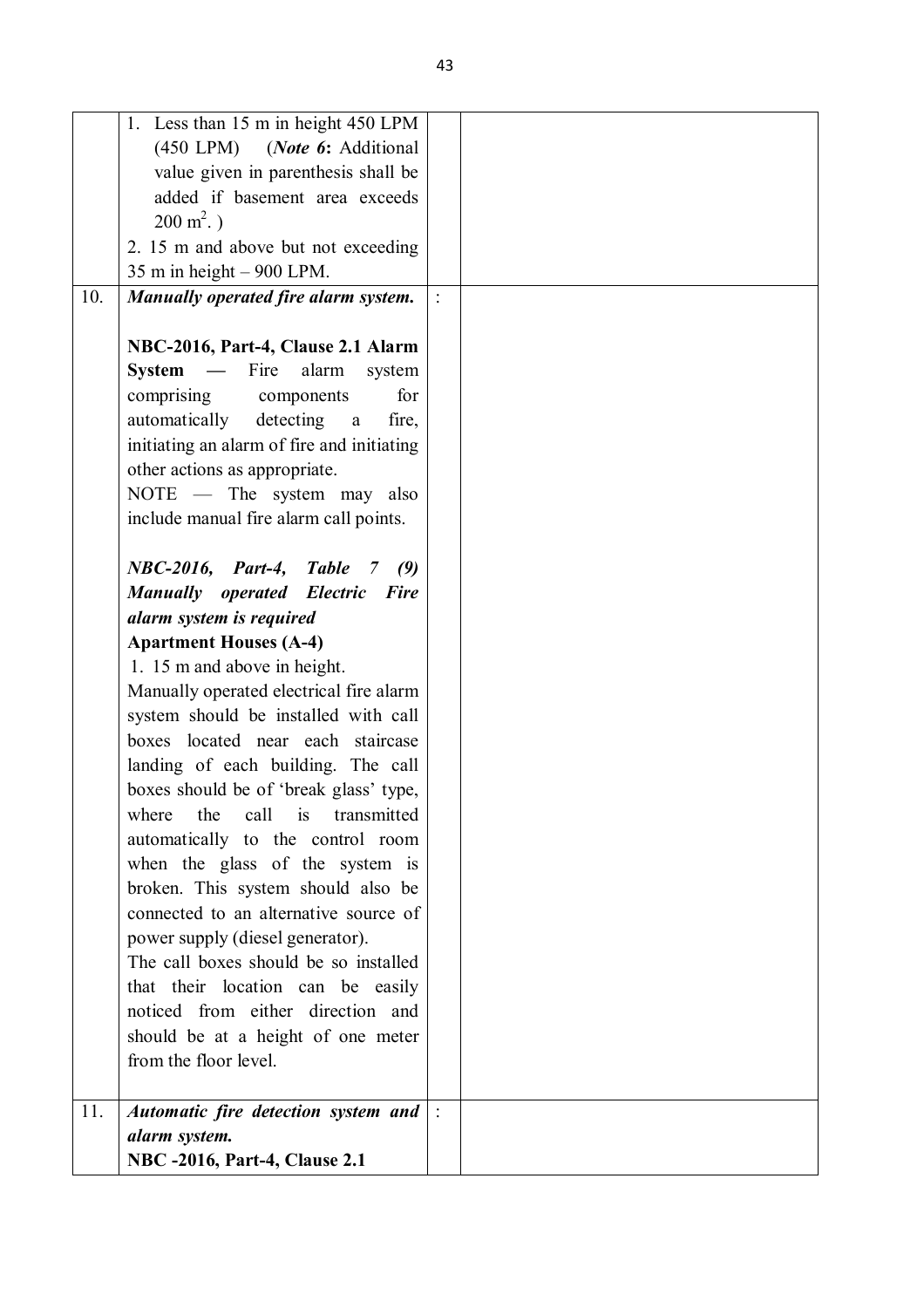| | | | |
|---|---|---|---|
| | 1. Less than 15 m in height 450 LPM (450 LPM) (*Note 6***:** Additional value given in parenthesis shall be added if basement area exceeds 200 $m^2$. )<br>2. 15 m and above but not exceeding 35 m in height – 900 LPM. | | |
| 10. | ***Manually operated fire alarm system.***<br><br>**NBC-2016, Part-4, Clause 2.1 Alarm System —** Fire alarm system comprising components for automatically detecting a fire, initiating an alarm of fire and initiating other actions as appropriate.<br>NOTE — The system may also include manual fire alarm call points.<br><br>***NBC-2016, Part-4, Table 7 (9) Manually operated Electric Fire alarm system is required***<br>**Apartment Houses (A-4)**<br>1. 15 m and above in height.<br>Manually operated electrical fire alarm system should be installed with call boxes located near each staircase landing of each building. The call boxes should be of 'break glass' type, where the call is transmitted automatically to the control room when the glass of the system is broken. This system should also be connected to an alternative source of power supply (diesel generator).<br>The call boxes should be so installed that their location can be easily noticed from either direction and should be at a height of one meter from the floor level. | : | |
| 11. | ***Automatic fire detection system and alarm system.***<br>**NBC -2016, Part-4, Clause 2.1** | : | |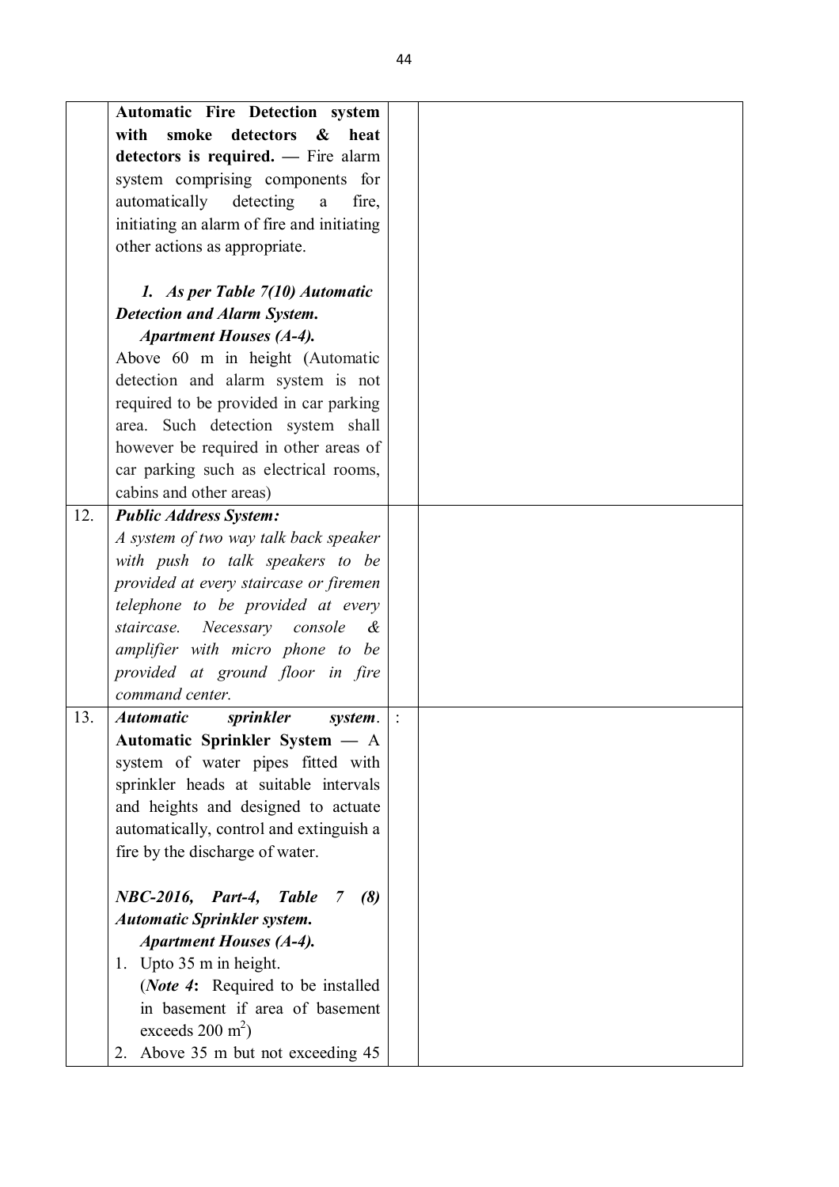| | | | |
|---|---|---|---|
| | **Automatic Fire Detection system with smoke detectors & heat detectors is required. —** Fire alarm system comprising components for automatically detecting a fire, initiating an alarm of fire and initiating other actions as appropriate.<br><br>***1. As per Table 7(10) Automatic Detection and Alarm System.***<br>***Apartment Houses (A-4).***<br>Above 60 m in height (Automatic detection and alarm system is not required to be provided in car parking area. Such detection system shall however be required in other areas of car parking such as electrical rooms, cabins and other areas) | | |
| 12. | ***Public Address System:***<br>*A system of two way talk back speaker with push to talk speakers to be provided at every staircase or firemen telephone to be provided at every staircase. Necessary console & amplifier with micro phone to be provided at ground floor in fire command center.* | | |
| 13. | ***Automatic sprinkler system*.**<br>**Automatic Sprinkler System —** A system of water pipes fitted with sprinkler heads at suitable intervals and heights and designed to actuate automatically, control and extinguish a fire by the discharge of water.<br><br>***NBC-2016, Part-4, Table 7 (8) Automatic Sprinkler system.***<br>***Apartment Houses (A-4).***<br>1. Upto 35 m in height.<br>(***Note 4*:** Required to be installed in basement if area of basement exceeds 200 $m^2$)<br>2. Above 35 m but not exceeding 45 | : | |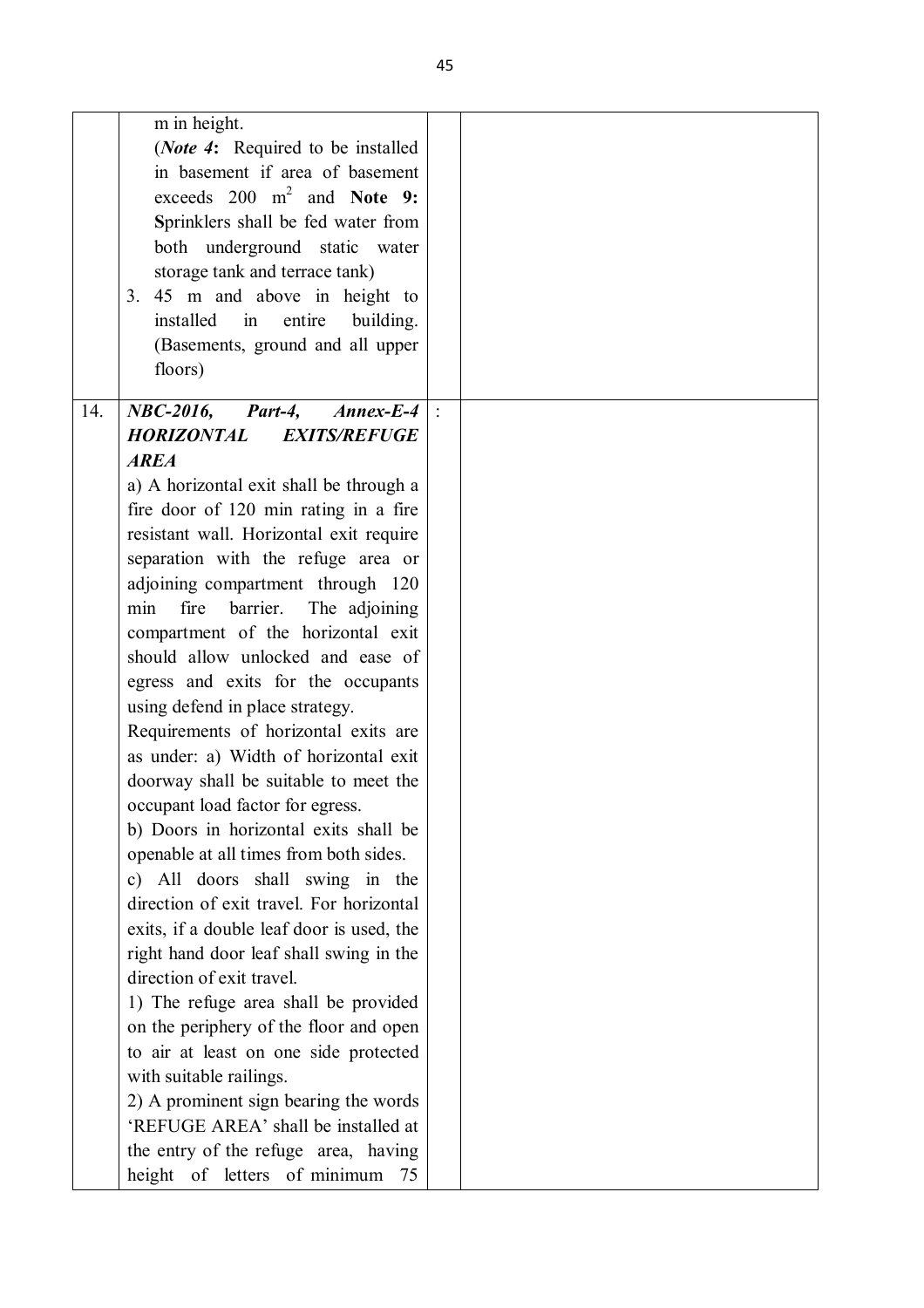|  |  |  |  |
|---|---|---|---|
|  | m in height.<br>(*Note 4***:** Required to be installed in basement if area of basement exceeds 200 $m^2$ and **Note 9: S**prinklers shall be fed water from both underground static water storage tank and terrace tank)<br>3. 45 m and above in height to installed in entire building. (Basements, ground and all upper floors) |  |  |
| 14. | ***NBC-2016, Part-4, Annex-E-4 HORIZONTAL EXITS/REFUGE AREA***<br>a) A horizontal exit shall be through a fire door of 120 min rating in a fire resistant wall. Horizontal exit require separation with the refuge area or adjoining compartment through 120 min fire barrier. The adjoining compartment of the horizontal exit should allow unlocked and ease of egress and exits for the occupants using defend in place strategy.<br>Requirements of horizontal exits are as under: a) Width of horizontal exit doorway shall be suitable to meet the occupant load factor for egress.<br>b) Doors in horizontal exits shall be openable at all times from both sides.<br>c) All doors shall swing in the direction of exit travel. For horizontal exits, if a double leaf door is used, the right hand door leaf shall swing in the direction of exit travel.<br>1) The refuge area shall be provided on the periphery of the floor and open to air at least on one side protected with suitable railings.<br>2) A prominent sign bearing the words 'REFUGE AREA' shall be installed at the entry of the refuge area, having height of letters of minimum 75 | : |  |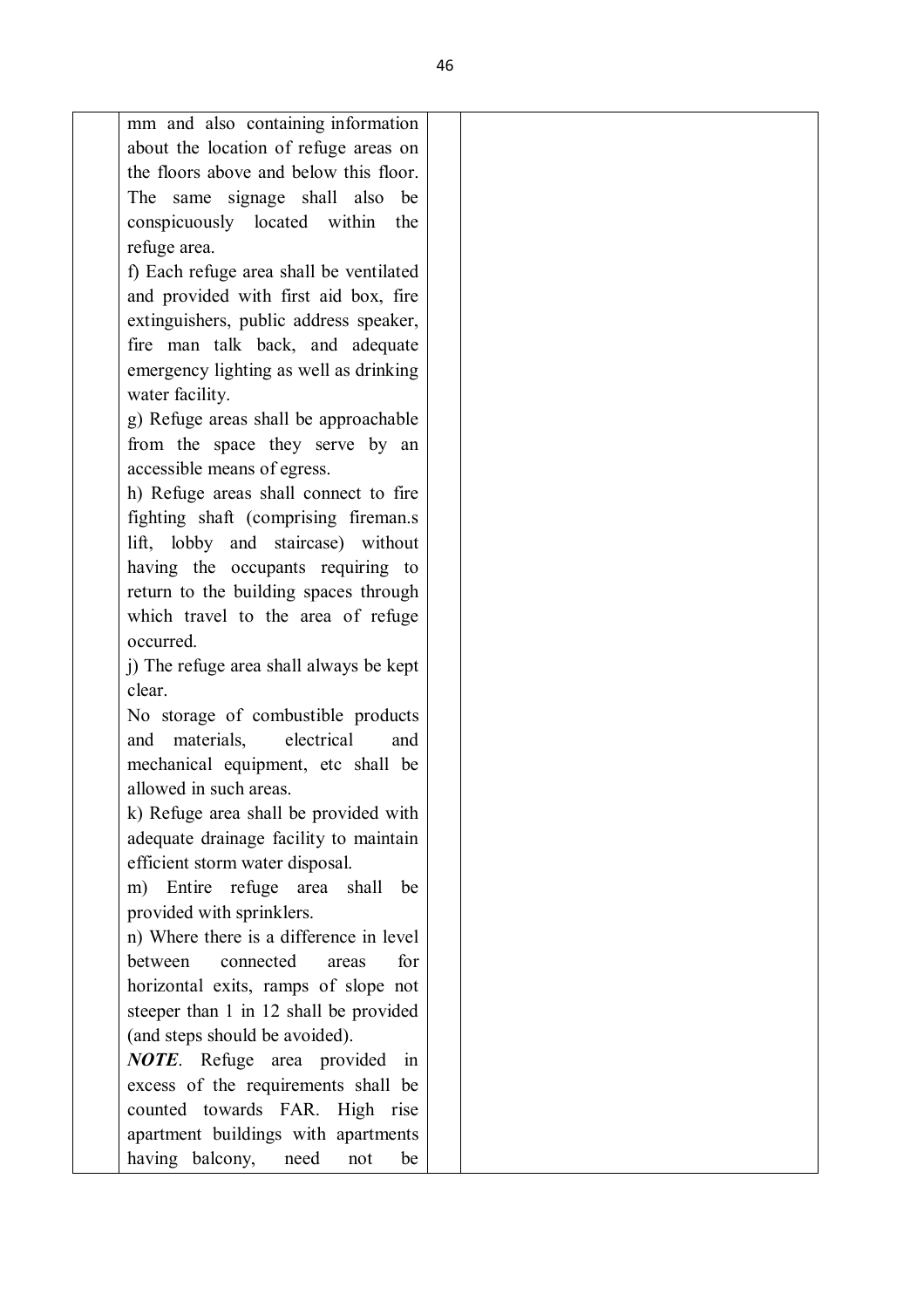| | | | |
|---|---|---|---|
| | mm and also containing information about the location of refuge areas on the floors above and below this floor. The same signage shall also be conspicuously located within the refuge area.<br>f) Each refuge area shall be ventilated and provided with first aid box, fire extinguishers, public address speaker, fire man talk back, and adequate emergency lighting as well as drinking water facility.<br>g) Refuge areas shall be approachable from the space they serve by an accessible means of egress.<br>h) Refuge areas shall connect to fire fighting shaft (comprising fireman.s lift, lobby and staircase) without having the occupants requiring to return to the building spaces through which travel to the area of refuge occurred.<br>j) The refuge area shall always be kept clear.<br>No storage of combustible products and materials, electrical and mechanical equipment, etc shall be allowed in such areas.<br>k) Refuge area shall be provided with adequate drainage facility to maintain efficient storm water disposal.<br>m) Entire refuge area shall be provided with sprinklers.<br>n) Where there is a difference in level between connected areas for horizontal exits, ramps of slope not steeper than 1 in 12 shall be provided (and steps should be avoided).<br>***NOTE***. Refuge area provided in excess of the requirements shall be counted towards FAR. High rise apartment buildings with apartments having balcony, need not be | | |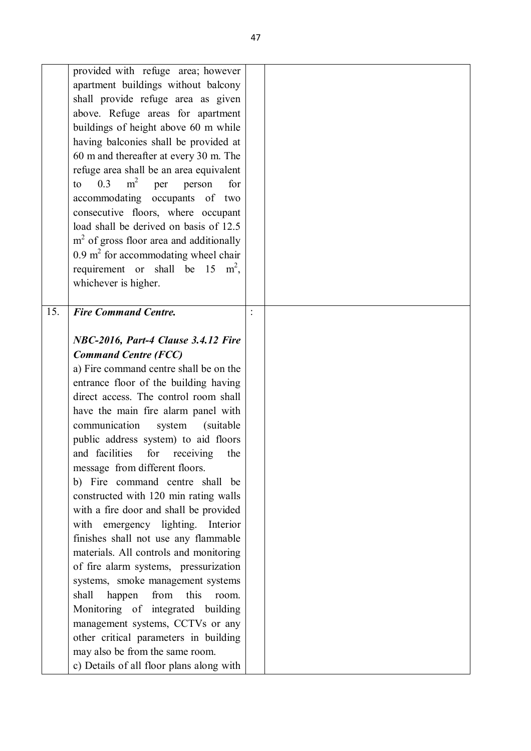|  |  |  |  |
|---|---|---|---|
|  | provided with refuge area; however apartment buildings without balcony shall provide refuge area as given above. Refuge areas for apartment buildings of height above 60 m while having balconies shall be provided at 60 m and thereafter at every 30 m. The refuge area shall be an equivalent to 0.3 $m^2$ per person for accommodating occupants of two consecutive floors, where occupant load shall be derived on basis of 12.5 $m^2$ of gross floor area and additionally 0.9 $m^2$ for accommodating wheel chair requirement or shall be 15 $m^2$, whichever is higher. |  |  |
| 15. | ***Fire Command Centre.*** <br><br> ***NBC-2016, Part-4 Clause 3.4.12 Fire Command Centre (FCC)*** <br> a) Fire command centre shall be on the entrance floor of the building having direct access. The control room shall have the main fire alarm panel with communication system (suitable public address system) to aid floors and facilities for receiving the message from different floors. <br> b) Fire command centre shall be constructed with 120 min rating walls with a fire door and shall be provided with emergency lighting. Interior finishes shall not use any flammable materials. All controls and monitoring of fire alarm systems, pressurization systems, smoke management systems shall happen from this room. Monitoring of integrated building management systems, CCTVs or any other critical parameters in building may also be from the same room. <br> c) Details of all floor plans along with | : |  |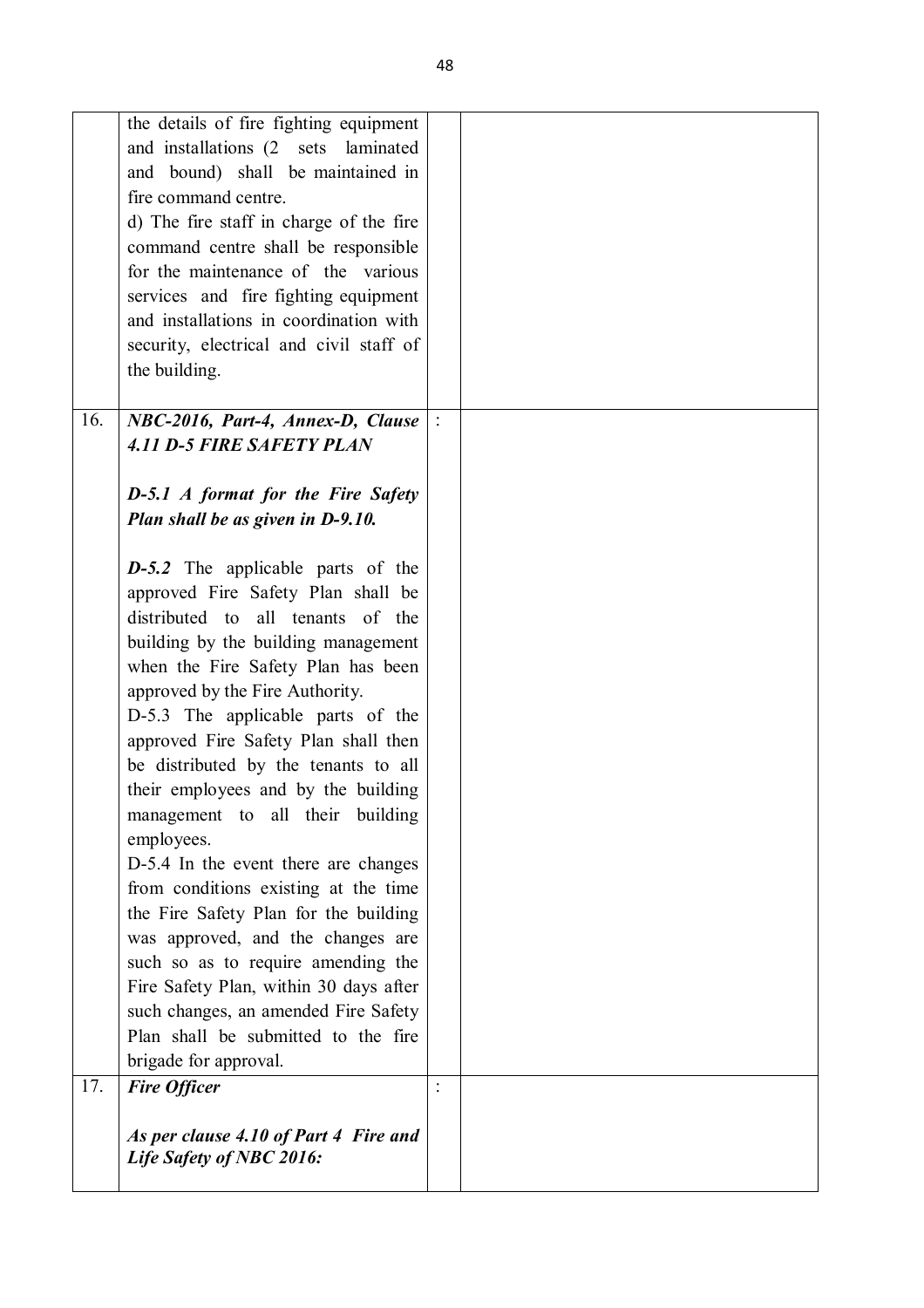|  |  |  |  |
|---|---|---|---|
|  | the details of fire fighting equipment and installations (2 sets laminated and bound) shall be maintained in fire command centre.<br>d) The fire staff in charge of the fire command centre shall be responsible for the maintenance of the various services and fire fighting equipment and installations in coordination with security, electrical and civil staff of the building. |  |  |
| 16. | ***NBC-2016, Part-4, Annex-D, Clause 4.11 D-5 FIRE SAFETY PLAN***<br><br>***D-5.1 A format for the Fire Safety Plan shall be as given in D-9.10.***<br><br>***D-5.2*** The applicable parts of the approved Fire Safety Plan shall be distributed to all tenants of the building by the building management when the Fire Safety Plan has been approved by the Fire Authority.<br>D-5.3 The applicable parts of the approved Fire Safety Plan shall then be distributed by the tenants to all their employees and by the building management to all their building employees.<br>D-5.4 In the event there are changes from conditions existing at the time the Fire Safety Plan for the building was approved, and the changes are such so as to require amending the Fire Safety Plan, within 30 days after such changes, an amended Fire Safety Plan shall be submitted to the fire brigade for approval. | : |  |
| 17. | ***Fire Officer***<br><br>***As per clause 4.10 of Part 4 Fire and Life Safety of NBC 2016:*** | : |  |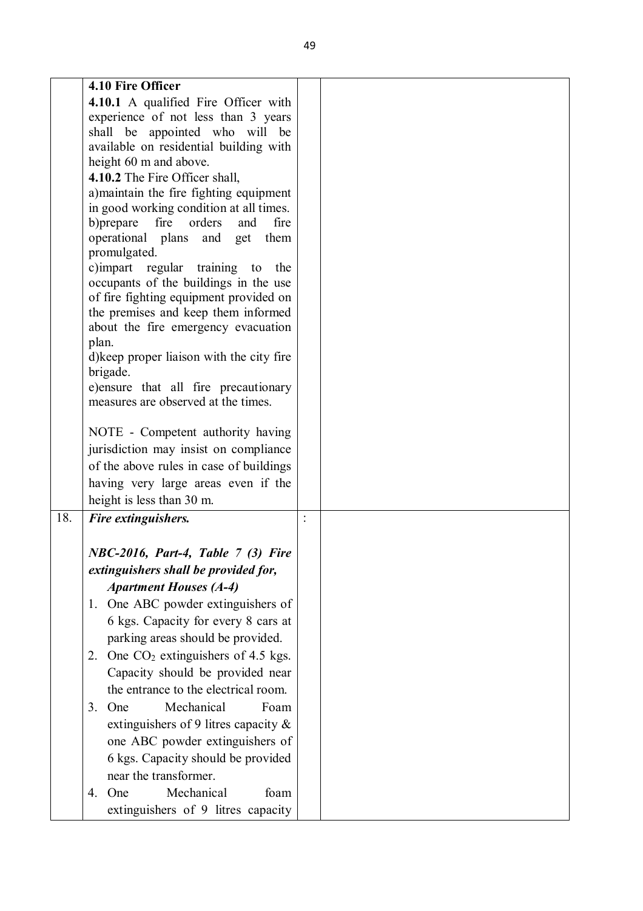| | | | |
|---|---|---|---|
| | **4.10 Fire Officer**<br>**4.10.1** A qualified Fire Officer with experience of not less than 3 years shall be appointed who will be available on residential building with height 60 m and above.<br>**4.10.2** The Fire Officer shall,<br>a)maintain the fire fighting equipment in good working condition at all times.<br>b)prepare fire orders and fire operational plans and get them promulgated.<br>c)impart regular training to the occupants of the buildings in the use of fire fighting equipment provided on the premises and keep them informed about the fire emergency evacuation plan.<br>d)keep proper liaison with the city fire brigade.<br>e)ensure that all fire precautionary measures are observed at the times.<br><br>NOTE - Competent authority having jurisdiction may insist on compliance of the above rules in case of buildings having very large areas even if the height is less than 30 m. | | |
| 18. | ***Fire extinguishers.***<br><br>***NBC-2016, Part-4, Table 7 (3) Fire extinguishers shall be provided for,***<br>***Apartment Houses (A-4)***<br>1. One ABC powder extinguishers of 6 kgs. Capacity for every 8 cars at parking areas should be provided.<br>2. One $CO_2$ extinguishers of 4.5 kgs. Capacity should be provided near the entrance to the electrical room.<br>3. One Mechanical Foam extinguishers of 9 litres capacity & one ABC powder extinguishers of 6 kgs. Capacity should be provided near the transformer.<br>4. One Mechanical foam extinguishers of 9 litres capacity | : | |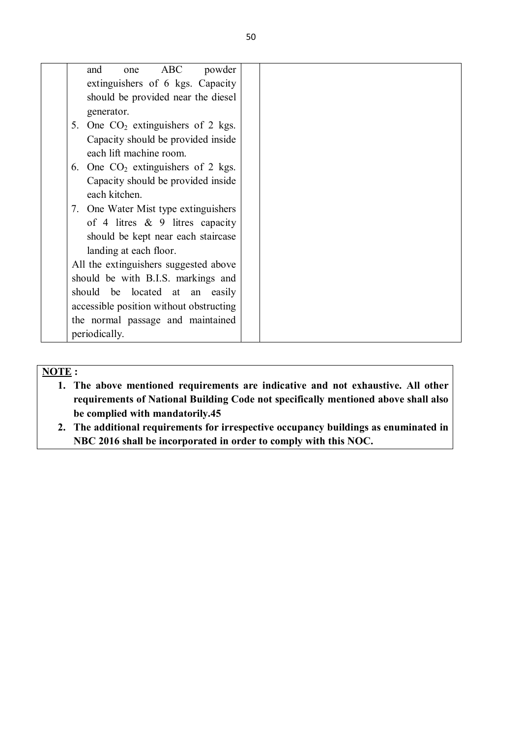| | | | |
|---|---|---|---|
| | and one ABC powder extinguishers of 6 kgs. Capacity should be provided near the diesel generator.<br>5. One $CO_2$ extinguishers of 2 kgs. Capacity should be provided inside each lift machine room.<br>6. One $CO_2$ extinguishers of 2 kgs. Capacity should be provided inside each kitchen.<br>7. One Water Mist type extinguishers of 4 litres & 9 litres capacity should be kept near each staircase landing at each floor.<br>All the extinguishers suggested above should be with B.I.S. markings and should be located at an easily accessible position without obstructing the normal passage and maintained periodically. | | |

**NOTE :**

1. **The above mentioned requirements are indicative and not exhaustive. All other requirements of National Building Code not specifically mentioned above shall also be complied with mandatorily.45**
2. **The additional requirements for irrespective occupancy buildings as enuminated in NBC 2016 shall be incorporated in order to comply with this NOC.**